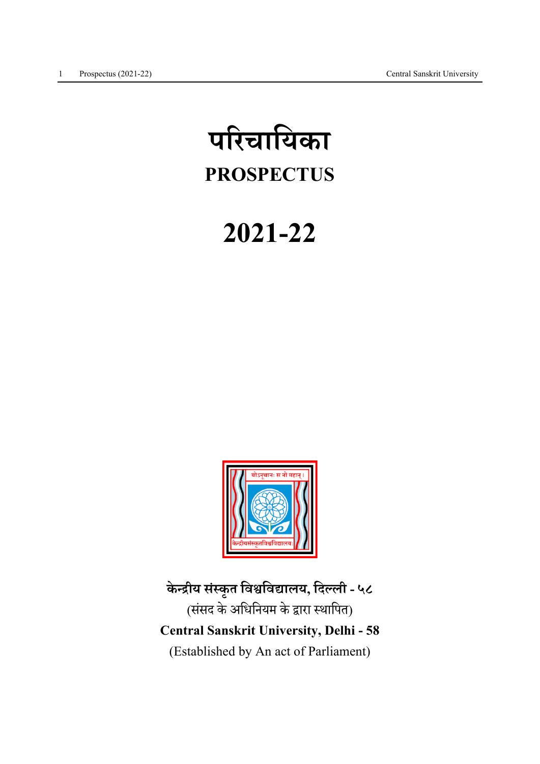# परिचायिका

# PROSPECTUS

# 2021-22

**केन्द्रीय संस्कृत विश्वविद्यालय, दिल्ली - ५८**

(संसद के अधिनियम के द्वारा स्थापित)

**Central Sanskrit University, Delhi - 58**

(Established by An act of Parliament)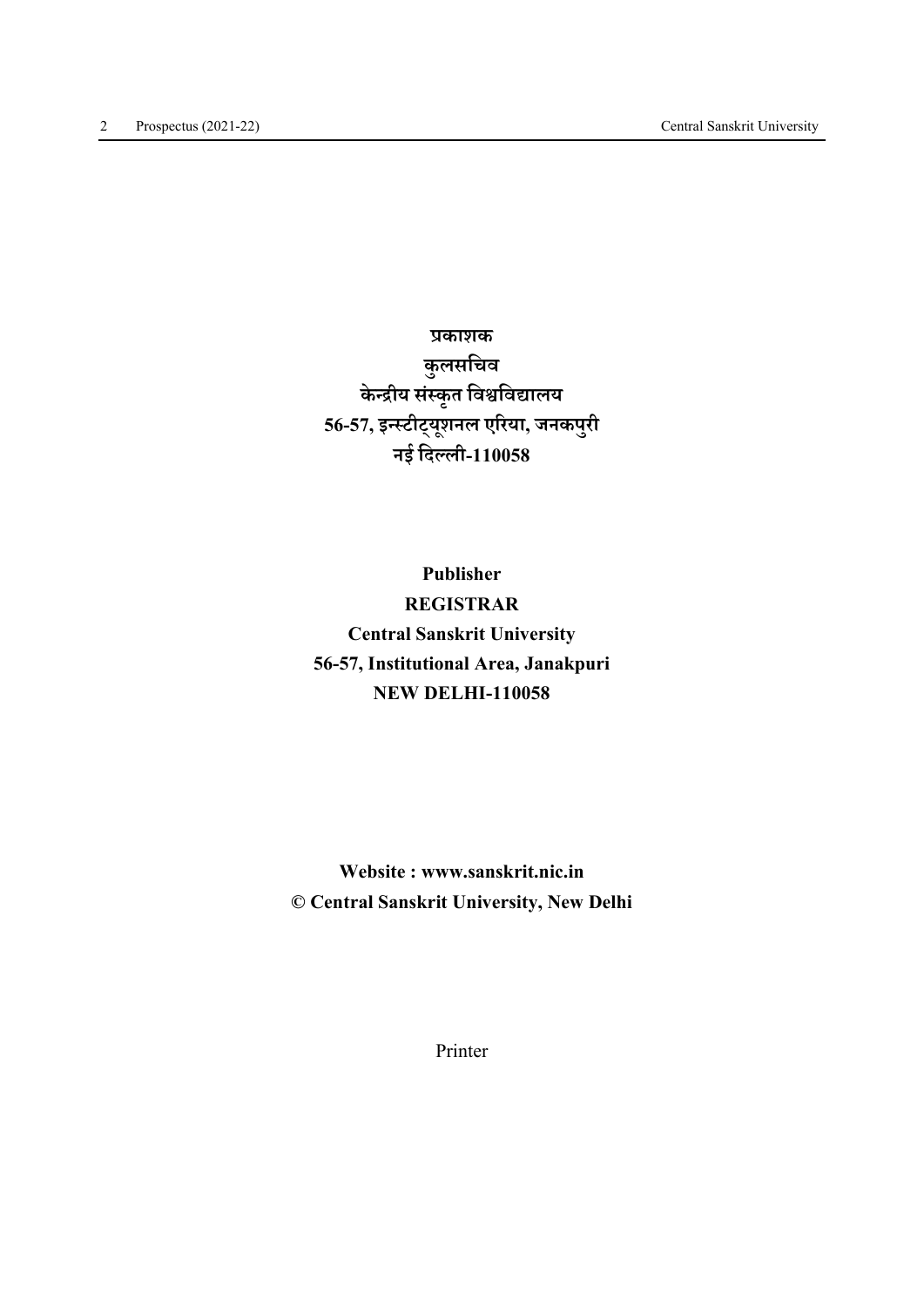**प्रकाशक**
**कुलसचिव**
**केन्द्रीय संस्कृत विश्वविद्यालय**
**56-57, इन्स्टीट्यूशनल एरिया, जनकपुरी**
**नई दिल्ली-110058**

**Publisher**
**REGISTRAR**
**Central Sanskrit University**
**56-57, Institutional Area, Janakpuri**
**NEW DELHI-110058**

**Website : www.sanskrit.nic.in**
**© Central Sanskrit University, New Delhi**

Printer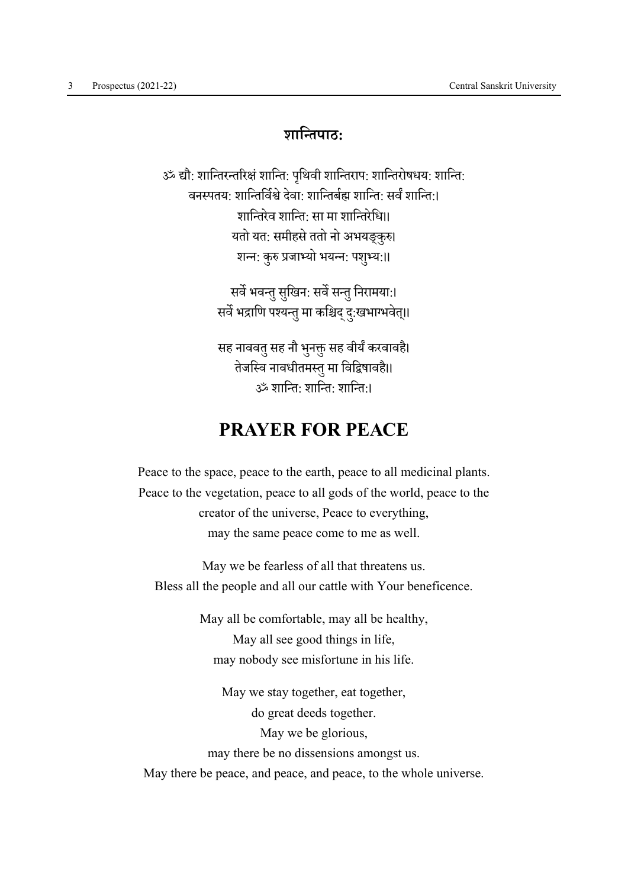## शान्तिपाठः

ॐ द्यौ: शान्तिरन्तरिक्षं शान्ति: पृथिवी शान्तिराप: शान्तिरोषधय: शान्ति:
वनस्पतय: शान्तिर्विश्वे देवा: शान्तिर्ब्रह्म शान्ति: सर्वं शान्ति:।
शान्तिरेव शान्ति: सा मा शान्तिरेधि।।
यतो यत: समीहसे ततो नो अभयङ्कुरु।
शन्न: कुरु प्रजाभ्यो भयन्न: पशुभ्य:।।

सर्वे भवन्तु सुखिन: सर्वे सन्तु निरामया:।
सर्वे भद्राणि पश्यन्तु मा कश्चिद् दु:खभाग्भवेत्।।

सह नाववतु सह नौ भुनक्तु सह वीर्यं करवावहै।
तेजस्वि नावधीतमस्तु मा विद्विषावहै।।
ॐ शान्ति: शान्ति: शान्ति:।

# PRAYER FOR PEACE

Peace to the space, peace to the earth, peace to all medicinal plants.
Peace to the vegetation, peace to all gods of the world, peace to the creator of the universe, Peace to everything,
may the same peace come to me as well.

May we be fearless of all that threatens us.
Bless all the people and all our cattle with Your beneficence.

May all be comfortable, may all be healthy,
May all see good things in life,
may nobody see misfortune in his life.

May we stay together, eat together,
do great deeds together.
May we be glorious,
may there be no dissensions amongst us.
May there be peace, and peace, and peace, to the whole universe.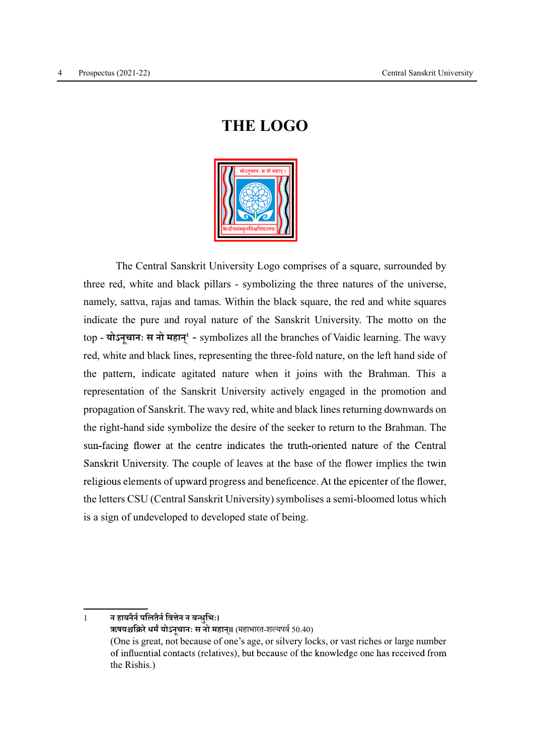# THE LOGO

The Central Sanskrit University Logo comprises of a square, surrounded by three red, white and black pillars - symbolizing the three natures of the universe, namely, sattva, rajas and tamas. Within the black square, the red and white squares indicate the pure and royal nature of the Sanskrit University. The motto on the top - **योऽनूचानः स नो महान्**[1] - symbolizes all the branches of Vaidic learning. The wavy red, white and black lines, representing the three-fold nature, on the left hand side of the pattern, indicate agitated nature when it joins with the Brahman. This a representation of the Sanskrit University actively engaged in the promotion and propagation of Sanskrit. The wavy red, white and black lines returning downwards on the right-hand side symbolize the desire of the seeker to return to the Brahman. The sun-facing flower at the centre indicates the truth-oriented nature of the Central Sanskrit University. The couple of leaves at the base of the flower implies the twin religious elements of upward progress and beneficence. At the epicenter of the flower, the letters CSU (Central Sanskrit University) symbolises a semi-bloomed lotus which is a sign of undeveloped to developed state of being.

---

1 **न हायनैर्न पलितैर्न वित्तेन न बन्धुभिः।**
**ऋषयश्चक्रिरे धर्मं योऽनूचानः स नो महान्॥** (महाभारत-शल्यपर्व 50.40)
(One is great, not because of one's age, or silvery locks, or vast riches or large number of influential contacts (relatives), but because of the knowledge one has received from the Rishis.)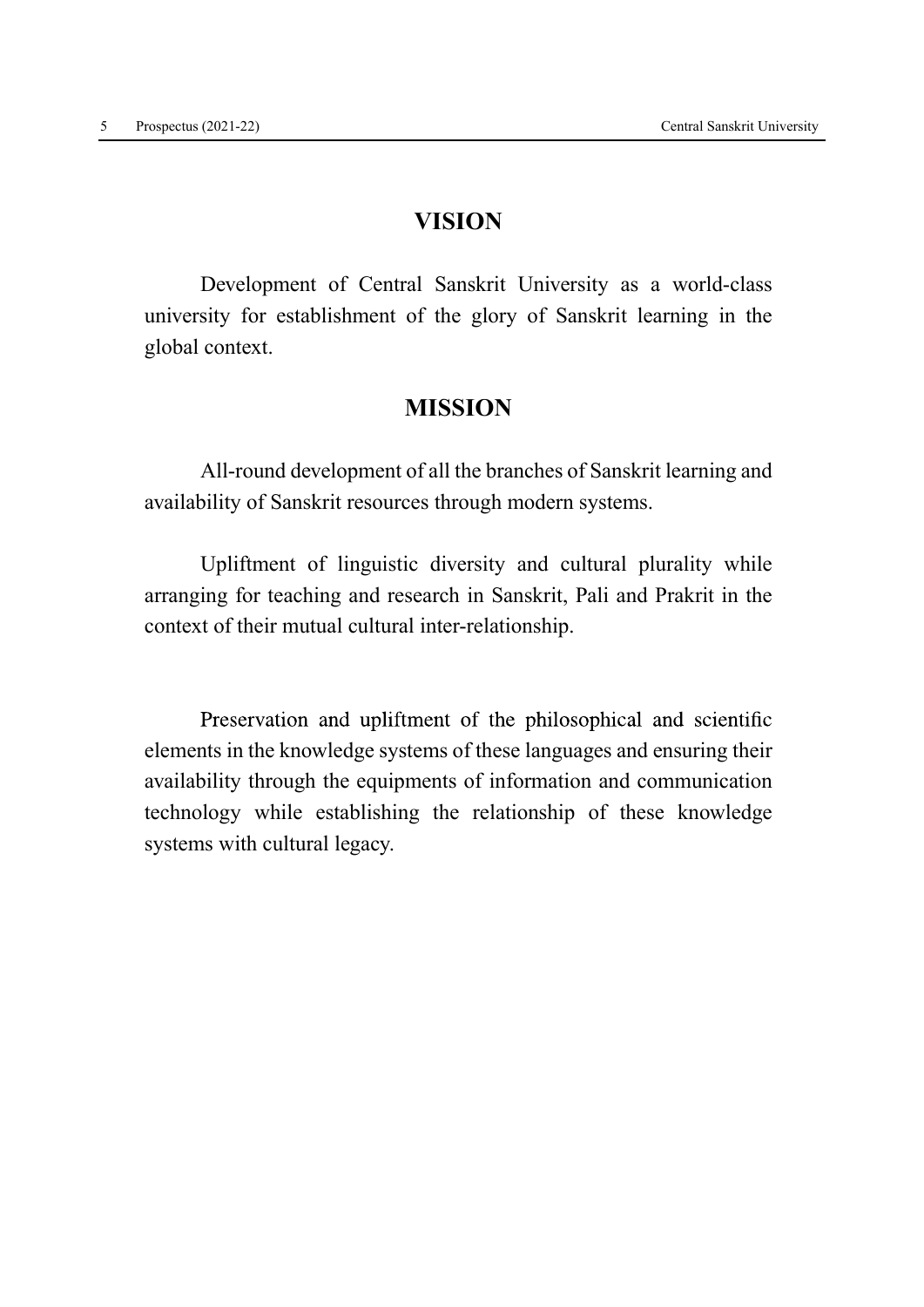# VISION

Development of Central Sanskrit University as a world-class university for establishment of the glory of Sanskrit learning in the global context.

# MISSION

All-round development of all the branches of Sanskrit learning and availability of Sanskrit resources through modern systems.

Upliftment of linguistic diversity and cultural plurality while arranging for teaching and research in Sanskrit, Pali and Prakrit in the context of their mutual cultural inter-relationship.

Preservation and upliftment of the philosophical and scientific elements in the knowledge systems of these languages and ensuring their availability through the equipments of information and communication technology while establishing the relationship of these knowledge systems with cultural legacy.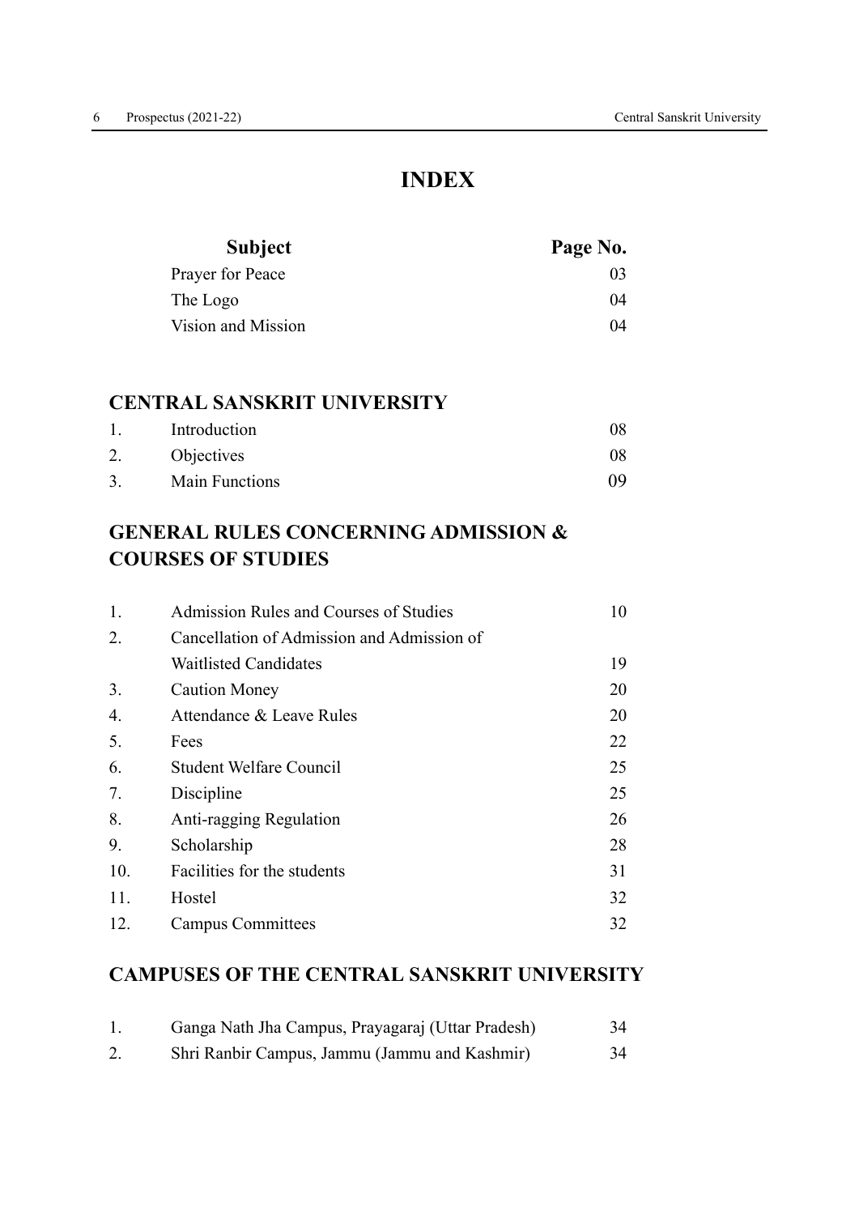# INDEX

| Subject | Page No. |
|---|---|
| Prayer for Peace | 03 |
| The Logo | 04 |
| Vision and Mission | 04 |

## CENTRAL SANSKRIT UNIVERSITY

| | | |
|---|---|---|
| 1. | Introduction | 08 |
| 2. | Objectives | 08 |
| 3. | Main Functions | 09 |

## GENERAL RULES CONCERNING ADMISSION & COURSES OF STUDIES

| | | |
|---|---|---|
| 1. | Admission Rules and Courses of Studies | 10 |
| 2. | Cancellation of Admission and Admission of Waitlisted Candidates | 19 |
| 3. | Caution Money | 20 |
| 4. | Attendance & Leave Rules | 20 |
| 5. | Fees | 22 |
| 6. | Student Welfare Council | 25 |
| 7. | Discipline | 25 |
| 8. | Anti-ragging Regulation | 26 |
| 9. | Scholarship | 28 |
| 10. | Facilities for the students | 31 |
| 11. | Hostel | 32 |
| 12. | Campus Committees | 32 |

## CAMPUSES OF THE CENTRAL SANSKRIT UNIVERSITY

| | | |
|---|---|---|
| 1. | Ganga Nath Jha Campus, Prayagaraj (Uttar Pradesh) | 34 |
| 2. | Shri Ranbir Campus, Jammu (Jammu and Kashmir) | 34 |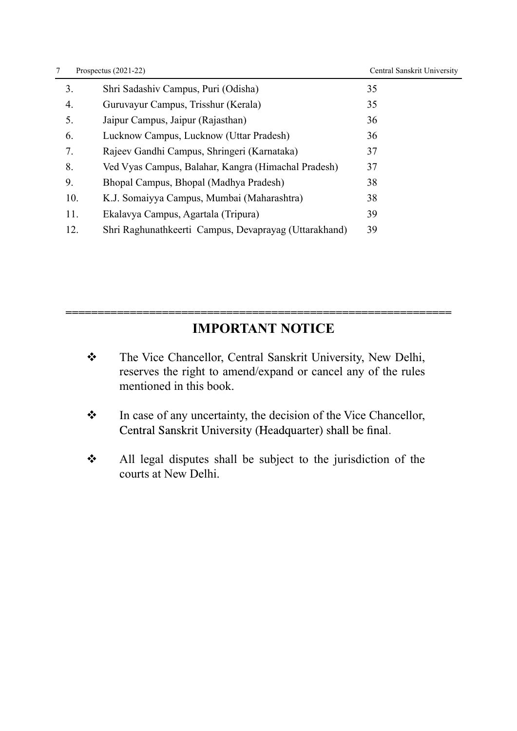| | | |
|---|---|---|
| 3. | Shri Sadashiv Campus, Puri (Odisha) | 35 |
| 4. | Guruvayur Campus, Trisshur (Kerala) | 35 |
| 5. | Jaipur Campus, Jaipur (Rajasthan) | 36 |
| 6. | Lucknow Campus, Lucknow (Uttar Pradesh) | 36 |
| 7. | Rajeev Gandhi Campus, Shringeri (Karnataka) | 37 |
| 8. | Ved Vyas Campus, Balahar, Kangra (Himachal Pradesh) | 37 |
| 9. | Bhopal Campus, Bhopal (Madhya Pradesh) | 38 |
| 10. | K.J. Somaiyya Campus, Mumbai (Maharashtra) | 38 |
| 11. | Ekalavya Campus, Agartala (Tripura) | 39 |
| 12. | Shri Raghunathkeerti Campus, Devaprayag (Uttarakhand) | 39 |

==========================================================

## IMPORTANT NOTICE

- The Vice Chancellor, Central Sanskrit University, New Delhi, reserves the right to amend/expand or cancel any of the rules mentioned in this book.
- In case of any uncertainty, the decision of the Vice Chancellor, Central Sanskrit University (Headquarter) shall be final.
- All legal disputes shall be subject to the jurisdiction of the courts at New Delhi.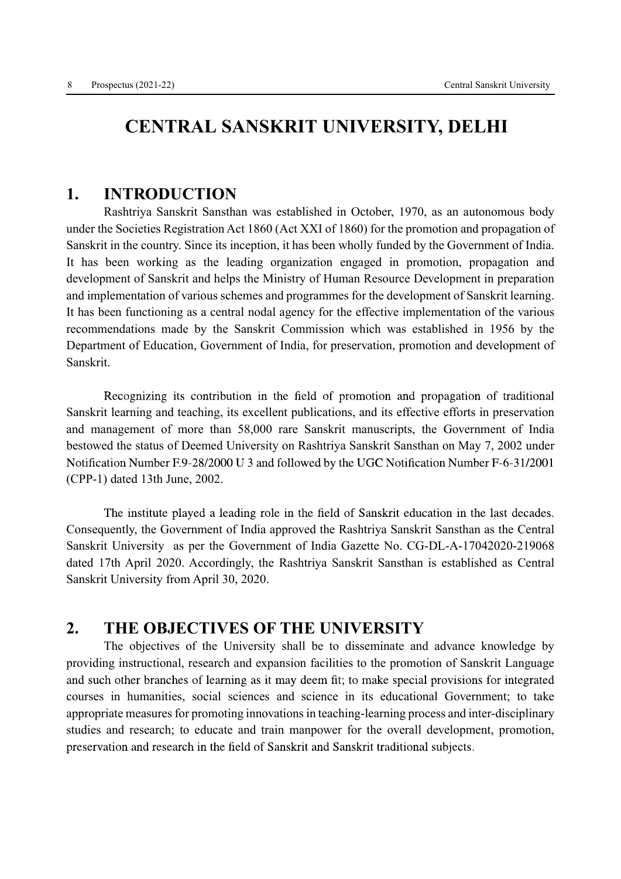# CENTRAL SANSKRIT UNIVERSITY, DELHI

## 1. INTRODUCTION

Rashtriya Sanskrit Sansthan was established in October, 1970, as an autonomous body under the Societies Registration Act 1860 (Act XXI of 1860) for the promotion and propagation of Sanskrit in the country. Since its inception, it has been wholly funded by the Government of India. It has been working as the leading organization engaged in promotion, propagation and development of Sanskrit and helps the Ministry of Human Resource Development in preparation and implementation of various schemes and programmes for the development of Sanskrit learning. It has been functioning as a central nodal agency for the effective implementation of the various recommendations made by the Sanskrit Commission which was established in 1956 by the Department of Education, Government of India, for preservation, promotion and development of Sanskrit.

Recognizing its contribution in the field of promotion and propagation of traditional Sanskrit learning and teaching, its excellent publications, and its effective efforts in preservation and management of more than 58,000 rare Sanskrit manuscripts, the Government of India bestowed the status of Deemed University on Rashtriya Sanskrit Sansthan on May 7, 2002 under Notification Number F.9-28/2000 U 3 and followed by the UGC Notification Number F-6-31/2001 (CPP-1) dated 13th June, 2002.

The institute played a leading role in the field of Sanskrit education in the last decades. Consequently, the Government of India approved the Rashtriya Sanskrit Sansthan as the Central Sanskrit University as per the Government of India Gazette No. CG-DL-A-17042020-219068 dated 17th April 2020. Accordingly, the Rashtriya Sanskrit Sansthan is established as Central Sanskrit University from April 30, 2020.

## 2. THE OBJECTIVES OF THE UNIVERSITY

The objectives of the University shall be to disseminate and advance knowledge by providing instructional, research and expansion facilities to the promotion of Sanskrit Language and such other branches of learning as it may deem fit; to make special provisions for integrated courses in humanities, social sciences and science in its educational Government; to take appropriate measures for promoting innovations in teaching-learning process and inter-disciplinary studies and research; to educate and train manpower for the overall development, promotion, preservation and research in the field of Sanskrit and Sanskrit traditional subjects.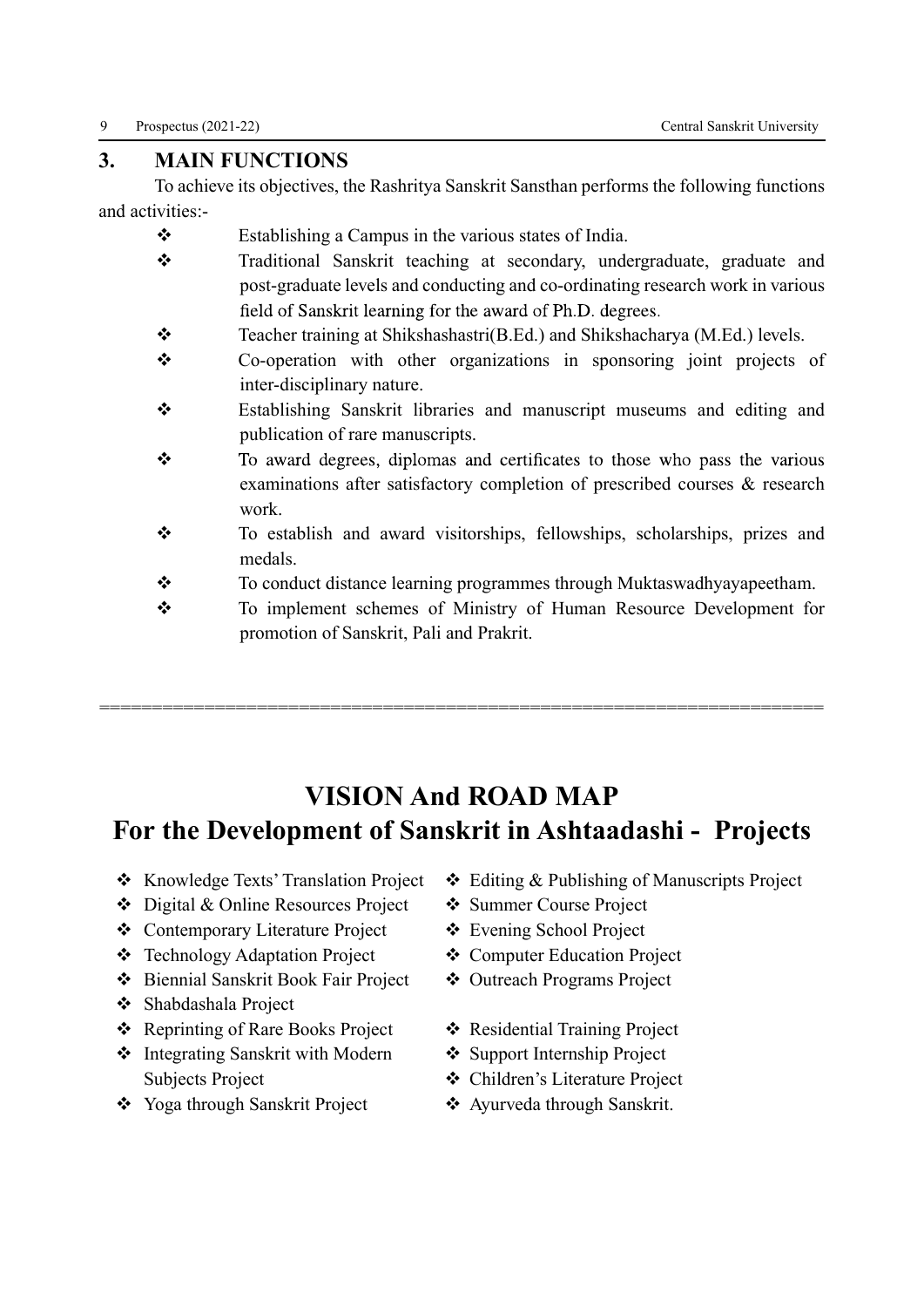## 3. MAIN FUNCTIONS

To achieve its objectives, the Rashritya Sanskrit Sansthan performs the following functions and activities:-

- Establishing a Campus in the various states of India.
- Traditional Sanskrit teaching at secondary, undergraduate, graduate and post-graduate levels and conducting and co-ordinating research work in various field of Sanskrit learning for the award of Ph.D. degrees.
- Teacher training at Shikshashastri(B.Ed.) and Shikshacharya (M.Ed.) levels.
- Co-operation with other organizations in sponsoring joint projects of inter-disciplinary nature.
- Establishing Sanskrit libraries and manuscript museums and editing and publication of rare manuscripts.
- To award degrees, diplomas and certificates to those who pass the various examinations after satisfactory completion of prescribed courses & research work.
- To establish and award visitorships, fellowships, scholarships, prizes and medals.
- To conduct distance learning programmes through Muktaswadhyayapeetham.
- To implement schemes of Ministry of Human Resource Development for promotion of Sanskrit, Pali and Prakrit.

==================================================================

# VISION And ROAD MAP
# For the Development of Sanskrit in Ashtaadashi - Projects

- Knowledge Texts' Translation Project
- Digital & Online Resources Project
- Contemporary Literature Project
- Technology Adaptation Project
- Biennial Sanskrit Book Fair Project
- Shabdashala Project
- Reprinting of Rare Books Project
- Integrating Sanskrit with Modern Subjects Project
- Yoga through Sanskrit Project
- Editing & Publishing of Manuscripts Project
- Summer Course Project
- Evening School Project
- Computer Education Project
- Outreach Programs Project
- Residential Training Project
- Support Internship Project
- Children's Literature Project
- Ayurveda through Sanskrit.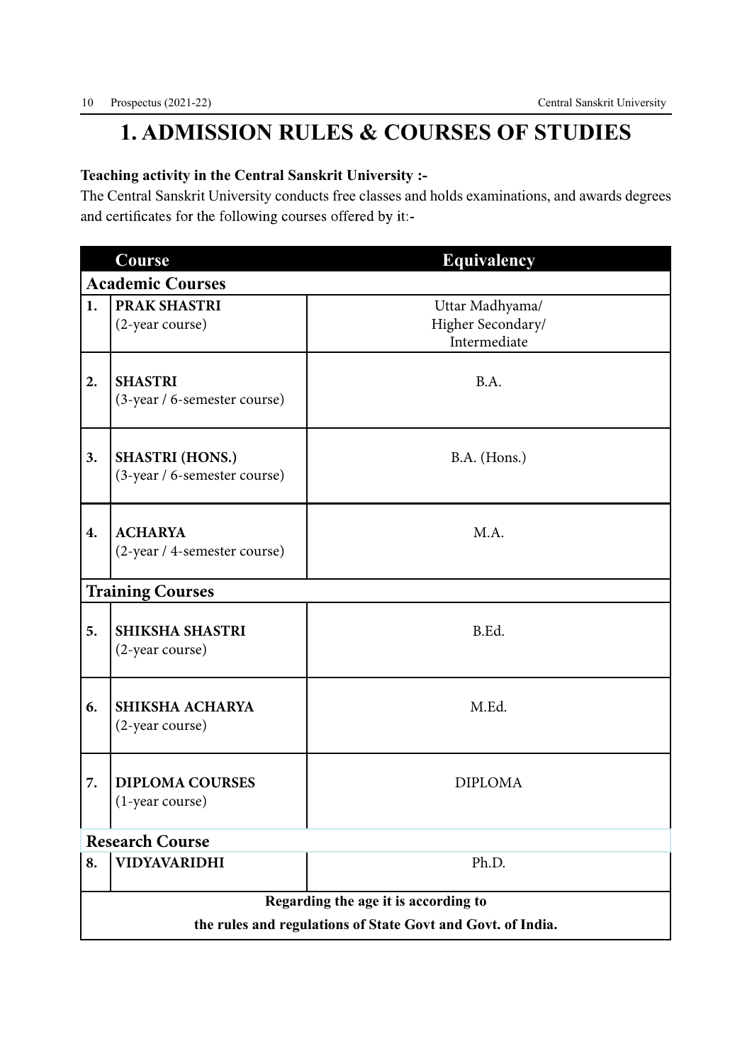# 1. ADMISSION RULES & COURSES OF STUDIES

**Teaching activity in the Central Sanskrit University :-**

The Central Sanskrit University conducts free classes and holds examinations, and awards degrees and certificates for the following courses offered by it:-

| | Course | Equivalency |
|---|---|---|
| **Academic Courses** | | |
| **1.** | **PRAK SHASTRI** (2-year course) | Uttar Madhyama/ Higher Secondary/ Intermediate |
| **2.** | **SHASTRI** (3-year / 6-semester course) | B.A. |
| **3.** | **SHASTRI (HONS.)** (3-year / 6-semester course) | B.A. (Hons.) |
| **4.** | **ACHARYA** (2-year / 4-semester course) | M.A. |
| **Training Courses** | | |
| **5.** | **SHIKSHA SHASTRI** (2-year course) | B.Ed. |
| **6.** | **SHIKSHA ACHARYA** (2-year course) | M.Ed. |
| **7.** | **DIPLOMA COURSES** (1-year course) | DIPLOMA |
| **Research Course** | | |
| **8.** | **VIDYAVARIDHI** | Ph.D. |
| **Regarding the age it is according to the rules and regulations of State Govt and Govt. of India.** | | |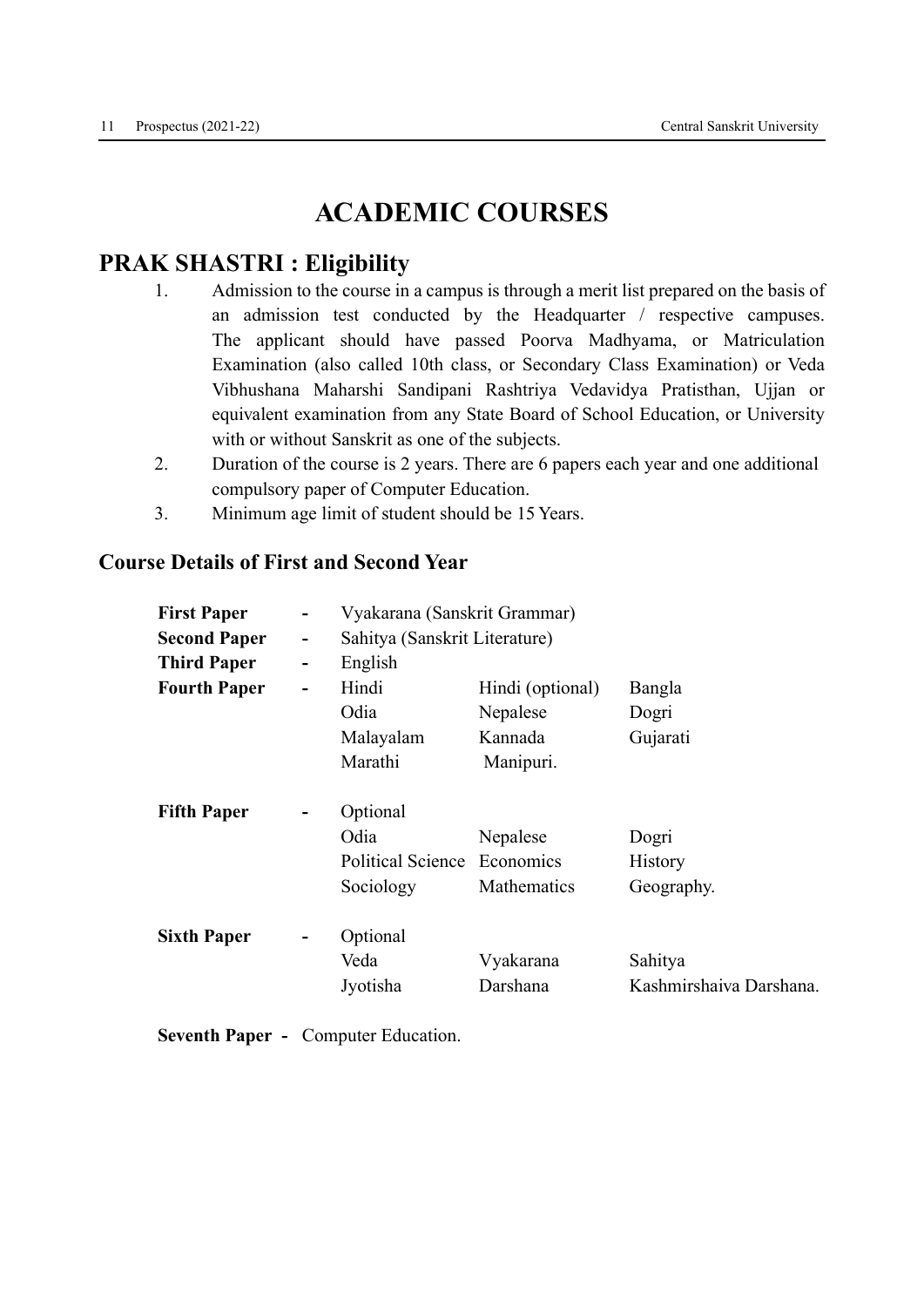# ACADEMIC COURSES

## PRAK SHASTRI : Eligibility

1. Admission to the course in a campus is through a merit list prepared on the basis of an admission test conducted by the Headquarter / respective campuses. The applicant should have passed Poorva Madhyama, or Matriculation Examination (also called 10th class, or Secondary Class Examination) or Veda Vibhushana Maharshi Sandipani Rashtriya Vedavidya Pratisthan, Ujjan or equivalent examination from any State Board of School Education, or University with or without Sanskrit as one of the subjects.
2. Duration of the course is 2 years. There are 6 papers each year and one additional compulsory paper of Computer Education.
3. Minimum age limit of student should be 15 Years.

### Course Details of First and Second Year

| | | | | |
|---|---|---|---|---|
| **First Paper** | - | Vyakarana (Sanskrit Grammar) | | |
| **Second Paper** | - | Sahitya (Sanskrit Literature) | | |
| **Third Paper** | - | English | | |
| **Fourth Paper** | - | Hindi | Hindi (optional) | Bangla |
| | | Odia | Nepalese | Dogri |
| | | Malayalam | Kannada | Gujarati |
| | | Marathi | Manipuri. | |
| **Fifth Paper** | - | Optional | | |
| | | Odia | Nepalese | Dogri |
| | | Political Science | Economics | History |
| | | Sociology | Mathematics | Geography. |
| **Sixth Paper** | - | Optional | | |
| | | Veda | Vyakarana | Sahitya |
| | | Jyotisha | Darshana | Kashmirshaiva Darshana. |

**Seventh Paper -** Computer Education.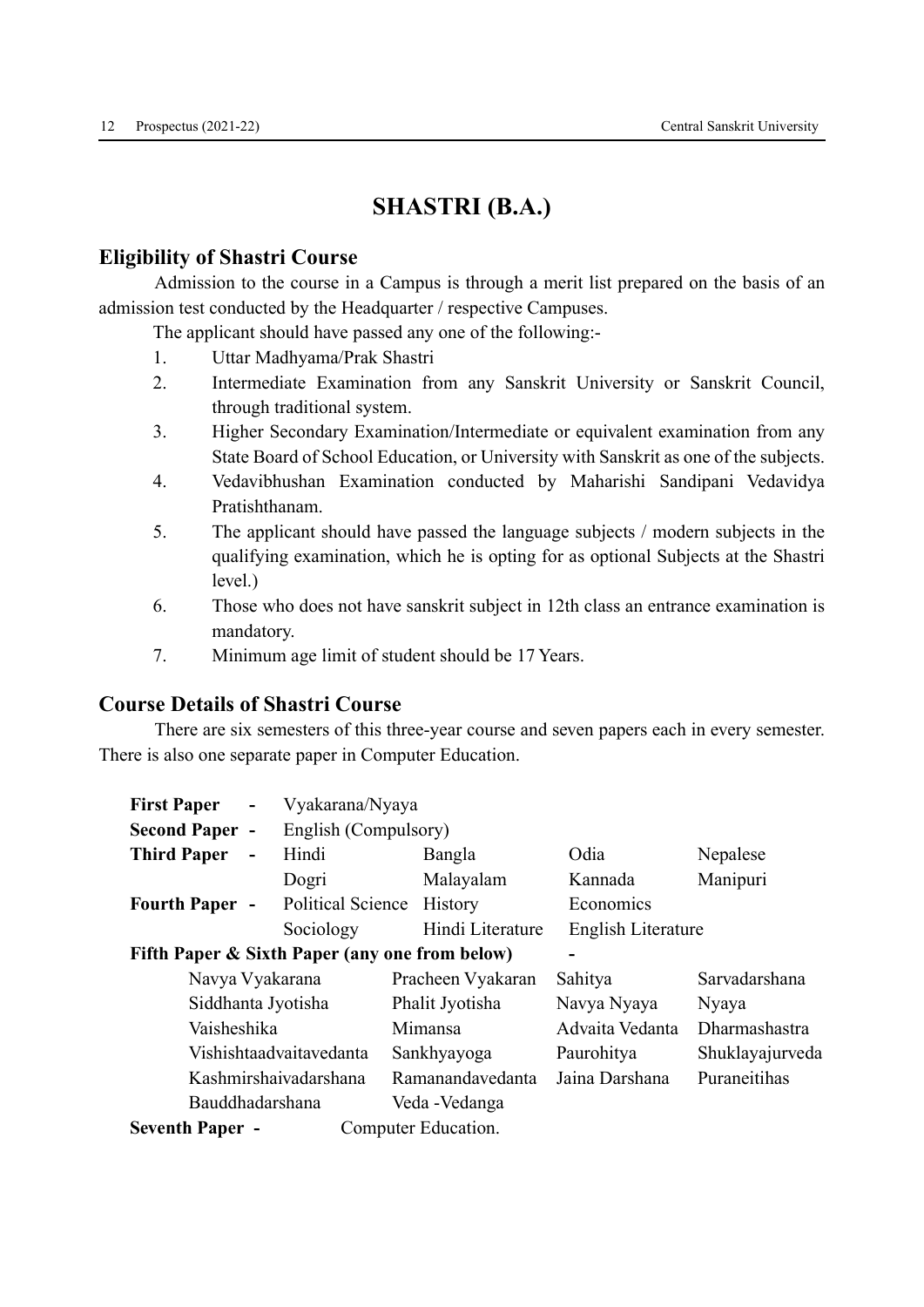# SHASTRI (B.A.)

## Eligibility of Shastri Course

Admission to the course in a Campus is through a merit list prepared on the basis of an admission test conducted by the Headquarter / respective Campuses.

The applicant should have passed any one of the following:-

1. Uttar Madhyama/Prak Shastri
2. Intermediate Examination from any Sanskrit University or Sanskrit Council, through traditional system.
3. Higher Secondary Examination/Intermediate or equivalent examination from any State Board of School Education, or University with Sanskrit as one of the subjects.
4. Vedavibhushan Examination conducted by Maharishi Sandipani Vedavidya Pratishthanam.
5. The applicant should have passed the language subjects / modern subjects in the qualifying examination, which he is opting for as optional Subjects at the Shastri level.)
6. Those who does not have sanskrit subject in 12th class an entrance examination is mandatory.
7. Minimum age limit of student should be 17 Years.

## Course Details of Shastri Course

There are six semesters of this three-year course and seven papers each in every semester. There is also one separate paper in Computer Education.

**First Paper -** Vyakarana/Nyaya

**Second Paper -** English (Compulsory)

**Third Paper -**

| | | | |
|---|---|---|---|
| Hindi | Bangla | Odia | Nepalese |
| Dogri | Malayalam | Kannada | Manipuri |

**Fourth Paper -**

| | | |
|---|---|---|
| Political Science | History | Economics |
| Sociology | Hindi Literature | English Literature |

**Fifth Paper & Sixth Paper (any one from below) -**

| | | | |
|---|---|---|---|
| Navya Vyakarana | Pracheen Vyakaran | Sahitya | Sarvadarshana |
| Siddhanta Jyotisha | Phalit Jyotisha | Navya Nyaya | Nyaya |
| Vaisheshika | Mimansa | Advaita Vedanta | Dharmashastra |
| Vishishtaadvaitavedanta | Sankhyayoga | Paurohitya | Shuklayajurveda |
| Kashmirshaivadarshana | Ramanandavedanta | Jaina Darshana | Puraneitihas |
| Bauddhadarshana | Veda -Vedanga | | |

**Seventh Paper -** Computer Education.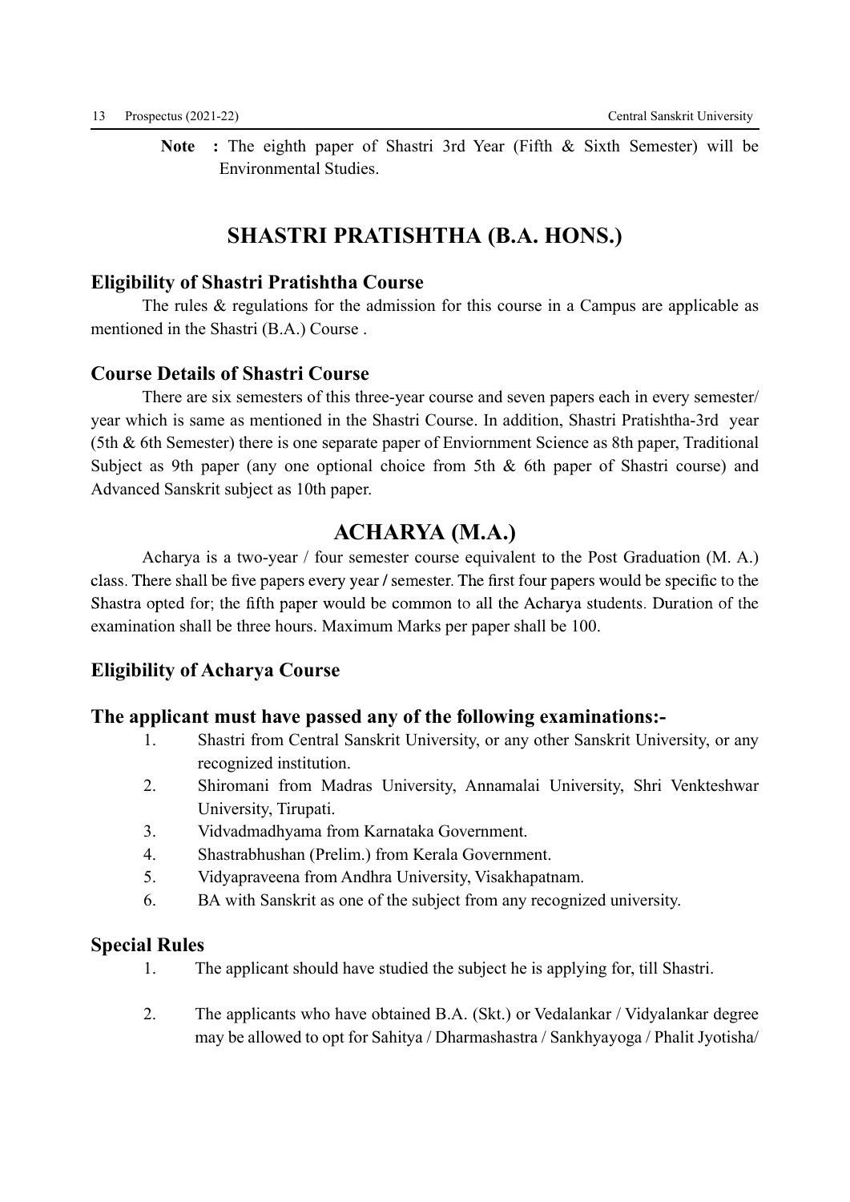**Note :** The eighth paper of Shastri 3rd Year (Fifth & Sixth Semester) will be Environmental Studies.

# SHASTRI PRATISHTHA (B.A. HONS.)

### Eligibility of Shastri Pratishtha Course

The rules & regulations for the admission for this course in a Campus are applicable as mentioned in the Shastri (B.A.) Course .

### Course Details of Shastri Course

There are six semesters of this three-year course and seven papers each in every semester/ year which is same as mentioned in the Shastri Course. In addition, Shastri Pratishtha-3rd year (5th & 6th Semester) there is one separate paper of Enviornment Science as 8th paper, Traditional Subject as 9th paper (any one optional choice from 5th & 6th paper of Shastri course) and Advanced Sanskrit subject as 10th paper.

# ACHARYA (M.A.)

Acharya is a two-year / four semester course equivalent to the Post Graduation (M. A.) class. There shall be five papers every year / semester. The first four papers would be specific to the Shastra opted for; the fifth paper would be common to all the Acharya students. Duration of the examination shall be three hours. Maximum Marks per paper shall be 100.

### Eligibility of Acharya Course

### The applicant must have passed any of the following examinations:-

1. Shastri from Central Sanskrit University, or any other Sanskrit University, or any recognized institution.
2. Shiromani from Madras University, Annamalai University, Shri Venkteshwar University, Tirupati.
3. Vidvadmadhyama from Karnataka Government.
4. Shastrabhushan (Prelim.) from Kerala Government.
5. Vidyapraveena from Andhra University, Visakhapatnam.
6. BA with Sanskrit as one of the subject from any recognized university.

### Special Rules

1. The applicant should have studied the subject he is applying for, till Shastri.
2. The applicants who have obtained B.A. (Skt.) or Vedalankar / Vidyalankar degree may be allowed to opt for Sahitya / Dharmashastra / Sankhyayoga / Phalit Jyotisha/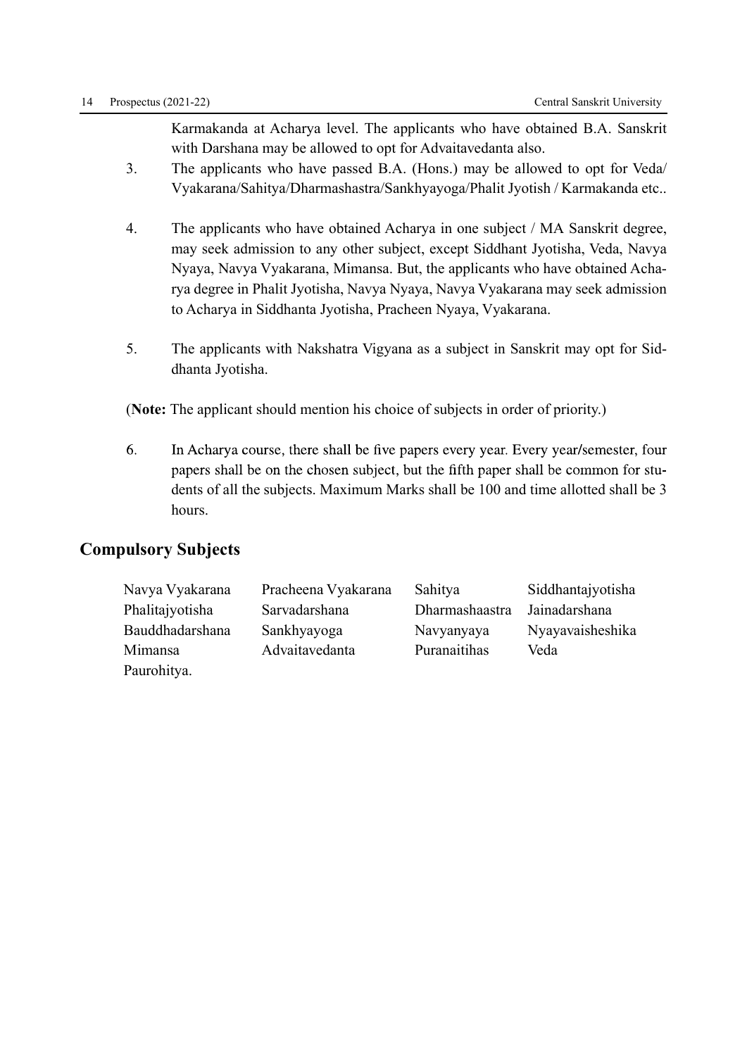Karmakanda at Acharya level. The applicants who have obtained B.A. Sanskrit with Darshana may be allowed to opt for Advaitavedanta also.

3. The applicants who have passed B.A. (Hons.) may be allowed to opt for Veda/ Vyakarana/Sahitya/Dharmashastra/Sankhyayoga/Phalit Jyotish / Karmakanda etc..

4. The applicants who have obtained Acharya in one subject / MA Sanskrit degree, may seek admission to any other subject, except Siddhant Jyotisha, Veda, Navya Nyaya, Navya Vyakarana, Mimansa. But, the applicants who have obtained Acharya degree in Phalit Jyotisha, Navya Nyaya, Navya Vyakarana may seek admission to Acharya in Siddhanta Jyotisha, Pracheen Nyaya, Vyakarana.

5. The applicants with Nakshatra Vigyana as a subject in Sanskrit may opt for Siddhanta Jyotisha.

(**Note:** The applicant should mention his choice of subjects in order of priority.)

6. In Acharya course, there shall be five papers every year. Every year/semester, four papers shall be on the chosen subject, but the fifth paper shall be common for students of all the subjects. Maximum Marks shall be 100 and time allotted shall be 3 hours.

## Compulsory Subjects

Navya Vyakarana, Pracheena Vyakarana, Sahitya, Siddhantajyotisha, Phalitajyotisha, Sarvadarshana, Dharmashaastra, Jainadarshana, Bauddhadarshana, Sankhyayoga, Navyanyaya, Nyayavaisheshika, Mimansa, Advaitavedanta, Puranaitihas, Veda, Paurohitya.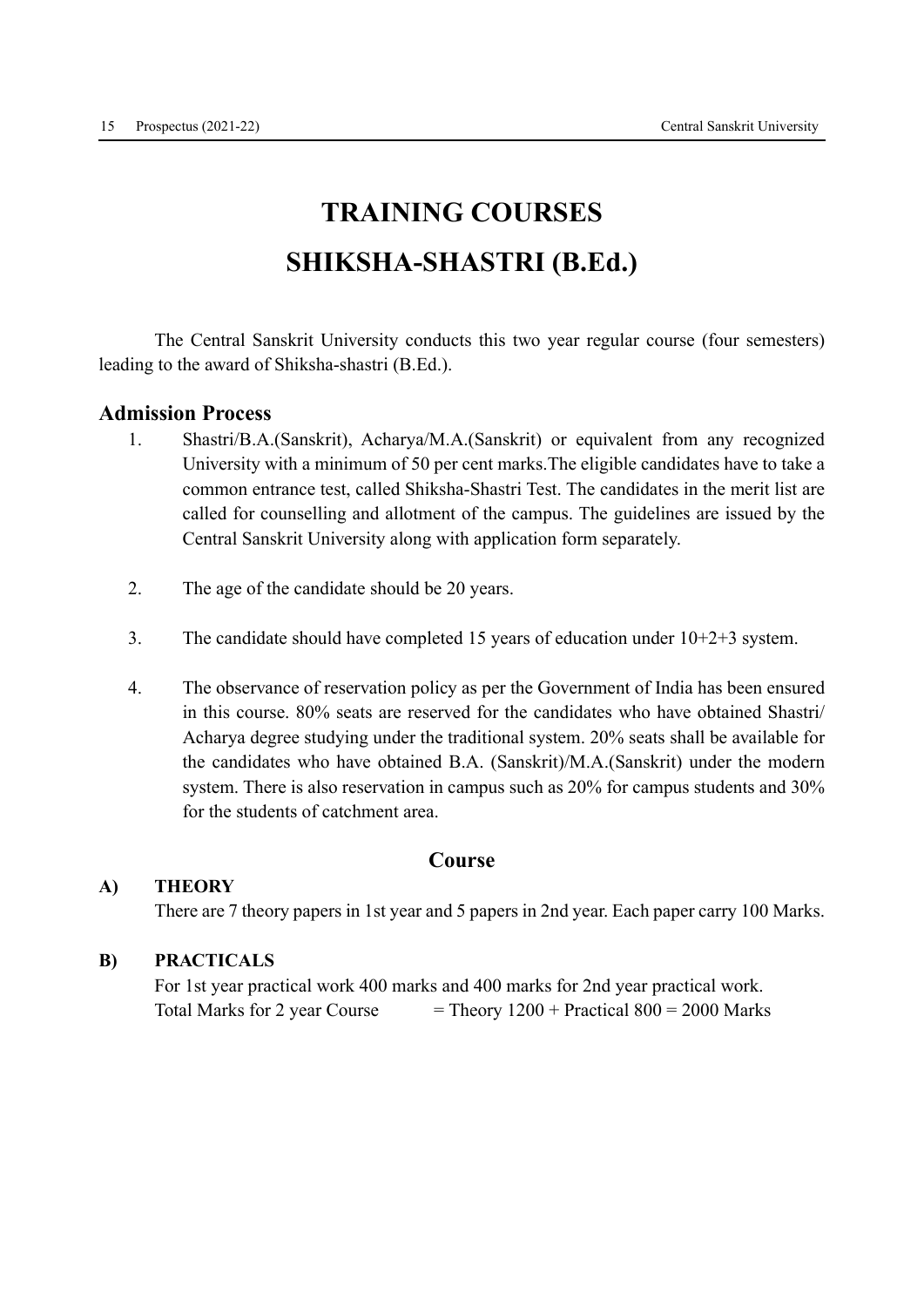# TRAINING COURSES

# SHIKSHA-SHASTRI (B.Ed.)

The Central Sanskrit University conducts this two year regular course (four semesters) leading to the award of Shiksha-shastri (B.Ed.).

## Admission Process

1. Shastri/B.A.(Sanskrit), Acharya/M.A.(Sanskrit) or equivalent from any recognized University with a minimum of 50 per cent marks.The eligible candidates have to take a common entrance test, called Shiksha-Shastri Test. The candidates in the merit list are called for counselling and allotment of the campus. The guidelines are issued by the Central Sanskrit University along with application form separately.

2. The age of the candidate should be 20 years.

3. The candidate should have completed 15 years of education under 10+2+3 system.

4. The observance of reservation policy as per the Government of India has been ensured in this course. 80% seats are reserved for the candidates who have obtained Shastri/ Acharya degree studying under the traditional system. 20% seats shall be available for the candidates who have obtained B.A. (Sanskrit)/M.A.(Sanskrit) under the modern system. There is also reservation in campus such as 20% for campus students and 30% for the students of catchment area.

## Course

**A) THEORY**

There are 7 theory papers in 1st year and 5 papers in 2nd year. Each paper carry 100 Marks.

**B) PRACTICALS**

For 1st year practical work 400 marks and 400 marks for 2nd year practical work.

Total Marks for 2 year Course = Theory 1200 + Practical 800 = 2000 Marks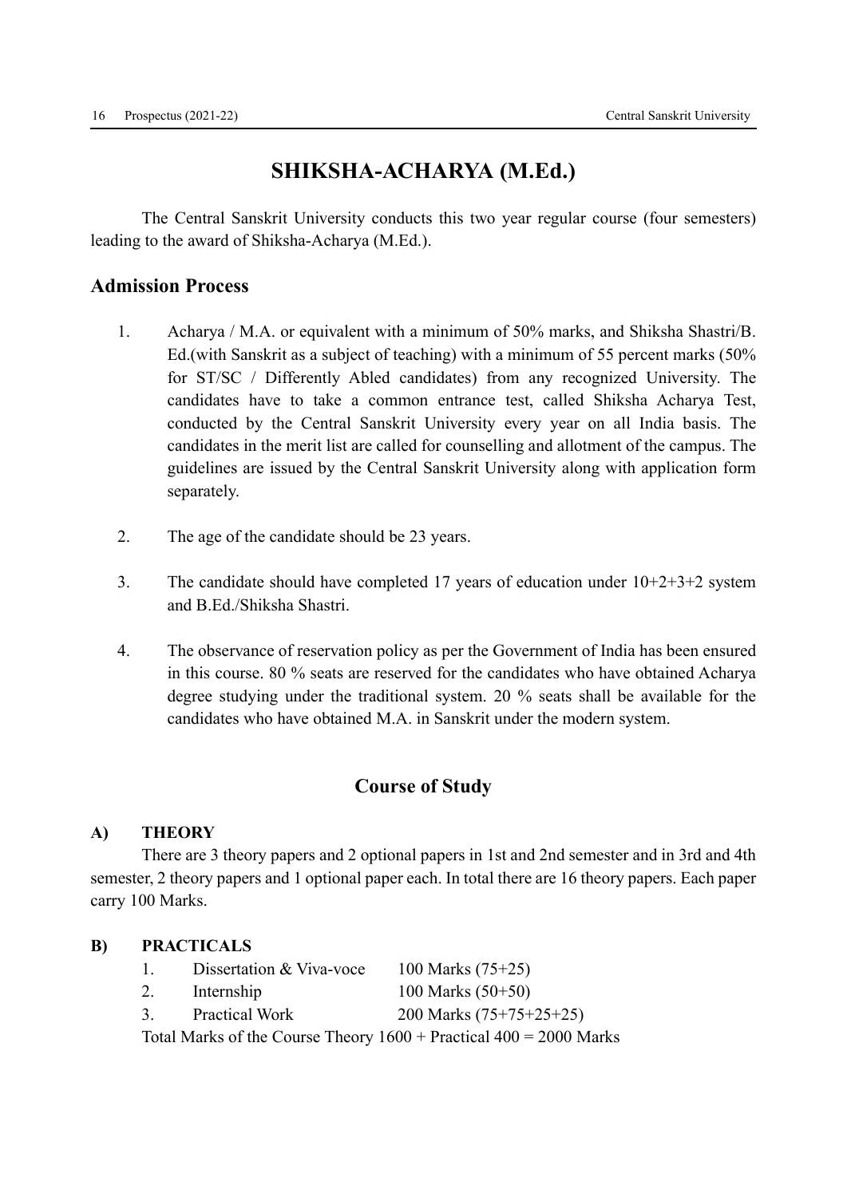# SHIKSHA-ACHARYA (M.Ed.)

The Central Sanskrit University conducts this two year regular course (four semesters) leading to the award of Shiksha-Acharya (M.Ed.).

## Admission Process

1. Acharya / M.A. or equivalent with a minimum of 50% marks, and Shiksha Shastri/B. Ed.(with Sanskrit as a subject of teaching) with a minimum of 55 percent marks (50% for ST/SC / Differently Abled candidates) from any recognized University. The candidates have to take a common entrance test, called Shiksha Acharya Test, conducted by the Central Sanskrit University every year on all India basis. The candidates in the merit list are called for counselling and allotment of the campus. The guidelines are issued by the Central Sanskrit University along with application form separately.

2. The age of the candidate should be 23 years.

3. The candidate should have completed 17 years of education under 10+2+3+2 system and B.Ed./Shiksha Shastri.

4. The observance of reservation policy as per the Government of India has been ensured in this course. 80 % seats are reserved for the candidates who have obtained Acharya degree studying under the traditional system. 20 % seats shall be available for the candidates who have obtained M.A. in Sanskrit under the modern system.

## Course of Study

### A) THEORY

There are 3 theory papers and 2 optional papers in 1st and 2nd semester and in 3rd and 4th semester, 2 theory papers and 1 optional paper each. In total there are 16 theory papers. Each paper carry 100 Marks.

### B) PRACTICALS

1. Dissertation & Viva-voce — 100 Marks (75+25)
2. Internship — 100 Marks (50+50)
3. Practical Work — 200 Marks (75+75+25+25)

Total Marks of the Course Theory 1600 + Practical 400 = 2000 Marks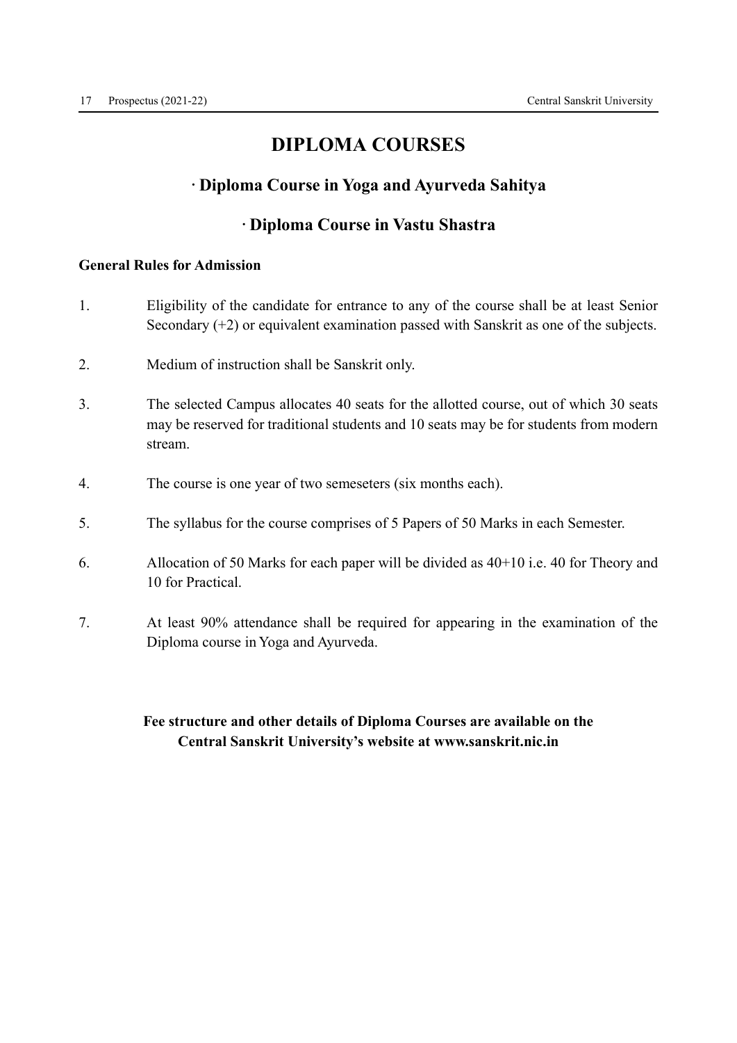# DIPLOMA COURSES

## · Diploma Course in Yoga and Ayurveda Sahitya

## · Diploma Course in Vastu Shastra

**General Rules for Admission**

1. Eligibility of the candidate for entrance to any of the course shall be at least Senior Secondary (+2) or equivalent examination passed with Sanskrit as one of the subjects.
2. Medium of instruction shall be Sanskrit only.
3. The selected Campus allocates 40 seats for the allotted course, out of which 30 seats may be reserved for traditional students and 10 seats may be for students from modern stream.
4. The course is one year of two semeseters (six months each).
5. The syllabus for the course comprises of 5 Papers of 50 Marks in each Semester.
6. Allocation of 50 Marks for each paper will be divided as 40+10 i.e. 40 for Theory and 10 for Practical.
7. At least 90% attendance shall be required for appearing in the examination of the Diploma course in Yoga and Ayurveda.

**Fee structure and other details of Diploma Courses are available on the Central Sanskrit University's website at www.sanskrit.nic.in**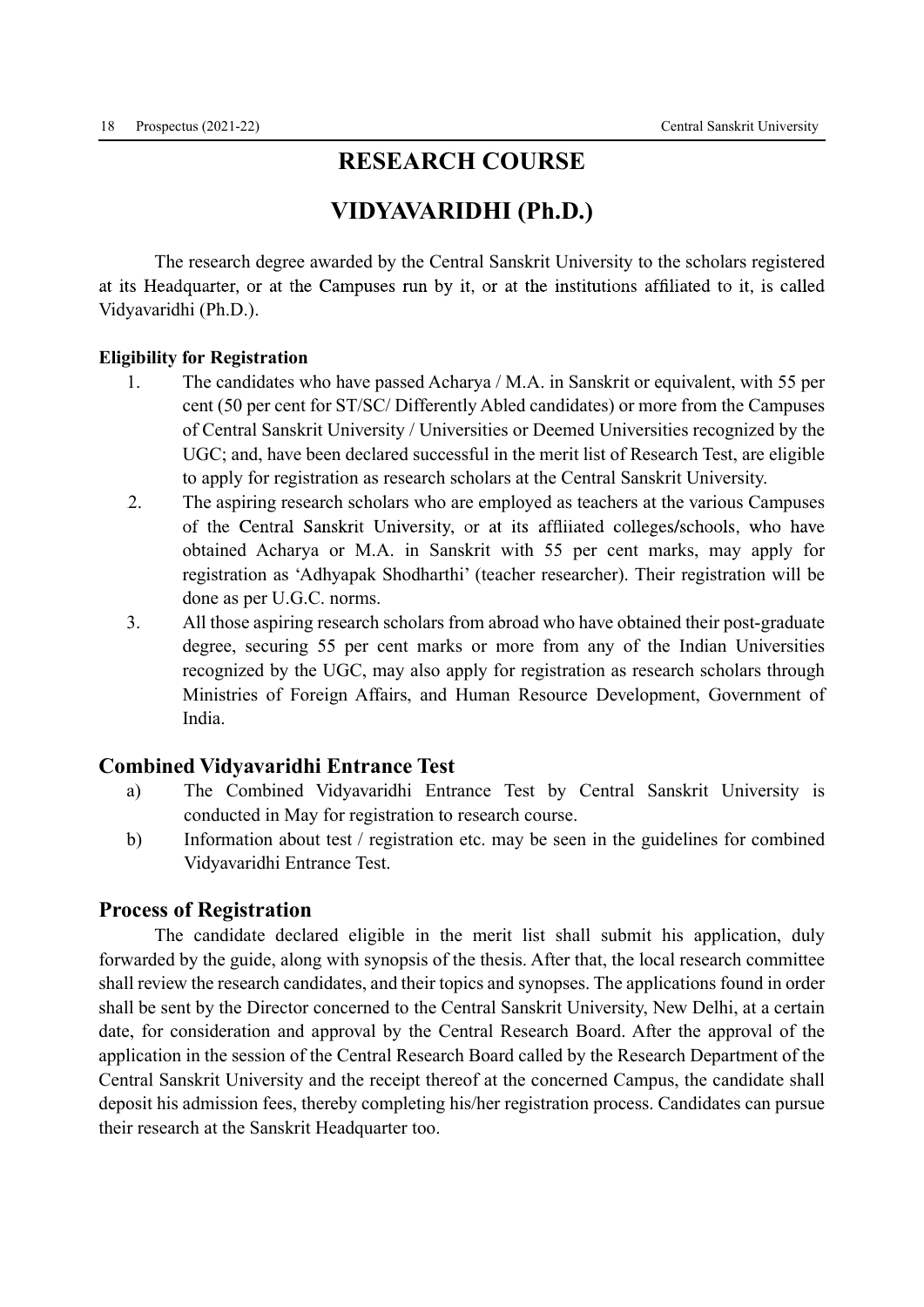# RESEARCH COURSE

# VIDYAVARIDHI (Ph.D.)

The research degree awarded by the Central Sanskrit University to the scholars registered at its Headquarter, or at the Campuses run by it, or at the institutions affiliated to it, is called Vidyavaridhi (Ph.D.).

**Eligibility for Registration**

1. The candidates who have passed Acharya / M.A. in Sanskrit or equivalent, with 55 per cent (50 per cent for ST/SC/ Differently Abled candidates) or more from the Campuses of Central Sanskrit University / Universities or Deemed Universities recognized by the UGC; and, have been declared successful in the merit list of Research Test, are eligible to apply for registration as research scholars at the Central Sanskrit University.
2. The aspiring research scholars who are employed as teachers at the various Campuses of the Central Sanskrit University, or at its affiiiated colleges/schools, who have obtained Acharya or M.A. in Sanskrit with 55 per cent marks, may apply for registration as 'Adhyapak Shodharthi' (teacher researcher). Their registration will be done as per U.G.C. norms.
3. All those aspiring research scholars from abroad who have obtained their post-graduate degree, securing 55 per cent marks or more from any of the Indian Universities recognized by the UGC, may also apply for registration as research scholars through Ministries of Foreign Affairs, and Human Resource Development, Government of India.

## Combined Vidyavaridhi Entrance Test

a) The Combined Vidyavaridhi Entrance Test by Central Sanskrit University is conducted in May for registration to research course.

b) Information about test / registration etc. may be seen in the guidelines for combined Vidyavaridhi Entrance Test.

## Process of Registration

The candidate declared eligible in the merit list shall submit his application, duly forwarded by the guide, along with synopsis of the thesis. After that, the local research committee shall review the research candidates, and their topics and synopses. The applications found in order shall be sent by the Director concerned to the Central Sanskrit University, New Delhi, at a certain date, for consideration and approval by the Central Research Board. After the approval of the application in the session of the Central Research Board called by the Research Department of the Central Sanskrit University and the receipt thereof at the concerned Campus, the candidate shall deposit his admission fees, thereby completing his/her registration process. Candidates can pursue their research at the Sanskrit Headquarter too.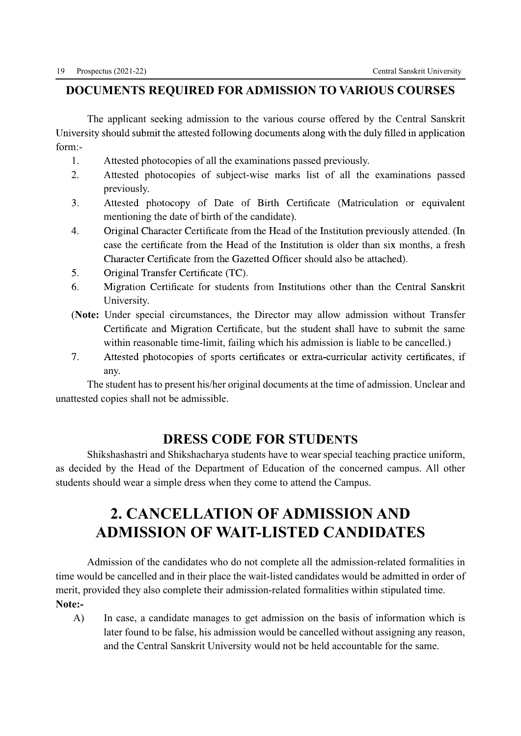## DOCUMENTS REQUIRED FOR ADMISSION TO VARIOUS COURSES

The applicant seeking admission to the various course offered by the Central Sanskrit University should submit the attested following documents along with the duly filled in application form:-

1. Attested photocopies of all the examinations passed previously.
2. Attested photocopies of subject-wise marks list of all the examinations passed previously.
3. Attested photocopy of Date of Birth Certificate (Matriculation or equivalent mentioning the date of birth of the candidate).
4. Original Character Certificate from the Head of the Institution previously attended. (In case the certificate from the Head of the Institution is older than six months, a fresh Character Certificate from the Gazetted Officer should also be attached).
5. Original Transfer Certificate (TC).
6. Migration Certificate for students from Institutions other than the Central Sanskrit University.

(**Note:** Under special circumstances, the Director may allow admission without Transfer Certificate and Migration Certificate, but the student shall have to submit the same within reasonable time-limit, failing which his admission is liable to be cancelled.)

7. Attested photocopies of sports certificates or extra-curricular activity certificates, if any.

The student has to present his/her original documents at the time of admission. Unclear and unattested copies shall not be admissible.

## DRESS CODE FOR STUDENTS

Shikshashastri and Shikshacharya students have to wear special teaching practice uniform, as decided by the Head of the Department of Education of the concerned campus. All other students should wear a simple dress when they come to attend the Campus.

# 2. CANCELLATION OF ADMISSION AND ADMISSION OF WAIT-LISTED CANDIDATES

Admission of the candidates who do not complete all the admission-related formalities in time would be cancelled and in their place the wait-listed candidates would be admitted in order of merit, provided they also complete their admission-related formalities within stipulated time.

**Note:-**

A) In case, a candidate manages to get admission on the basis of information which is later found to be false, his admission would be cancelled without assigning any reason, and the Central Sanskrit University would not be held accountable for the same.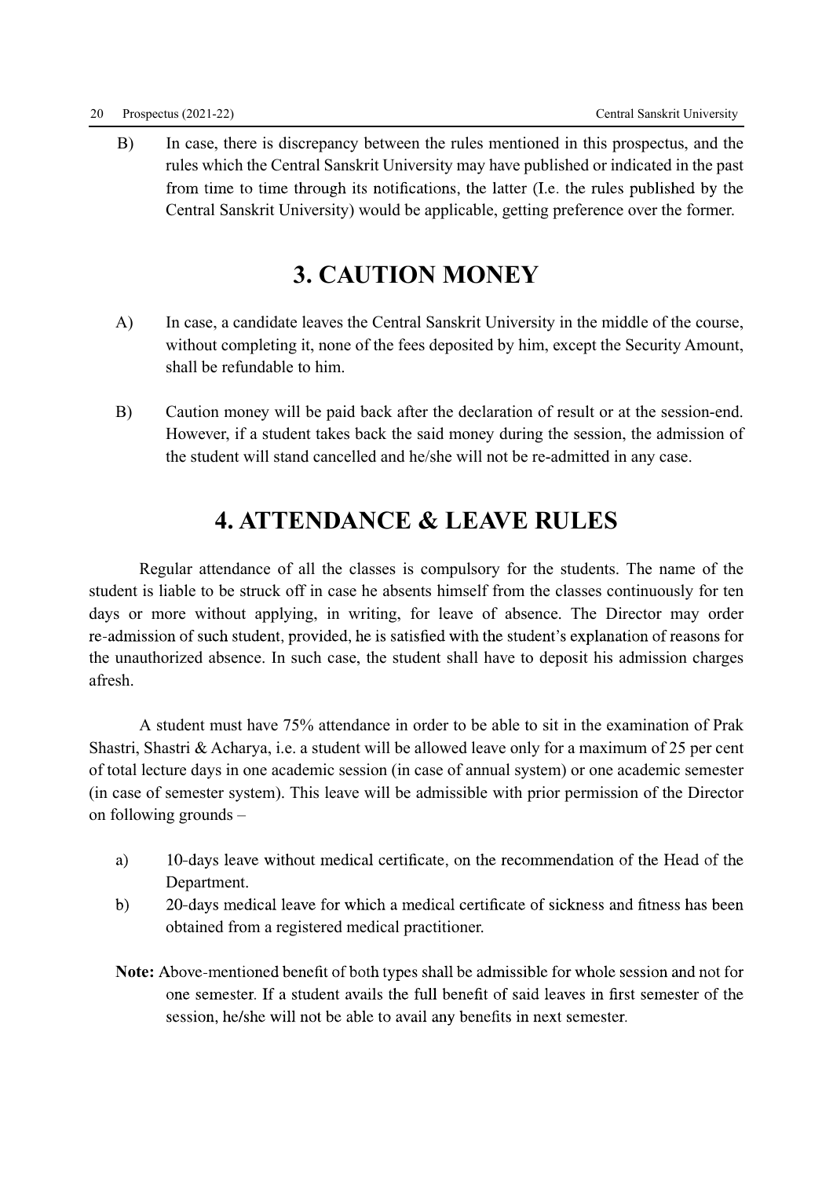B) In case, there is discrepancy between the rules mentioned in this prospectus, and the rules which the Central Sanskrit University may have published or indicated in the past from time to time through its notifications, the latter (I.e. the rules published by the Central Sanskrit University) would be applicable, getting preference over the former.

## 3. CAUTION MONEY

A) In case, a candidate leaves the Central Sanskrit University in the middle of the course, without completing it, none of the fees deposited by him, except the Security Amount, shall be refundable to him.

B) Caution money will be paid back after the declaration of result or at the session-end. However, if a student takes back the said money during the session, the admission of the student will stand cancelled and he/she will not be re-admitted in any case.

## 4. ATTENDANCE & LEAVE RULES

Regular attendance of all the classes is compulsory for the students. The name of the student is liable to be struck off in case he absents himself from the classes continuously for ten days or more without applying, in writing, for leave of absence. The Director may order re-admission of such student, provided, he is satisfied with the student's explanation of reasons for the unauthorized absence. In such case, the student shall have to deposit his admission charges afresh.

A student must have 75% attendance in order to be able to sit in the examination of Prak Shastri, Shastri & Acharya, i.e. a student will be allowed leave only for a maximum of 25 per cent of total lecture days in one academic session (in case of annual system) or one academic semester (in case of semester system). This leave will be admissible with prior permission of the Director on following grounds –

a) 10-days leave without medical certificate, on the recommendation of the Head of the Department.

b) 20-days medical leave for which a medical certificate of sickness and fitness has been obtained from a registered medical practitioner.

**Note:** Above-mentioned benefit of both types shall be admissible for whole session and not for one semester. If a student avails the full benefit of said leaves in first semester of the session, he/she will not be able to avail any benefits in next semester.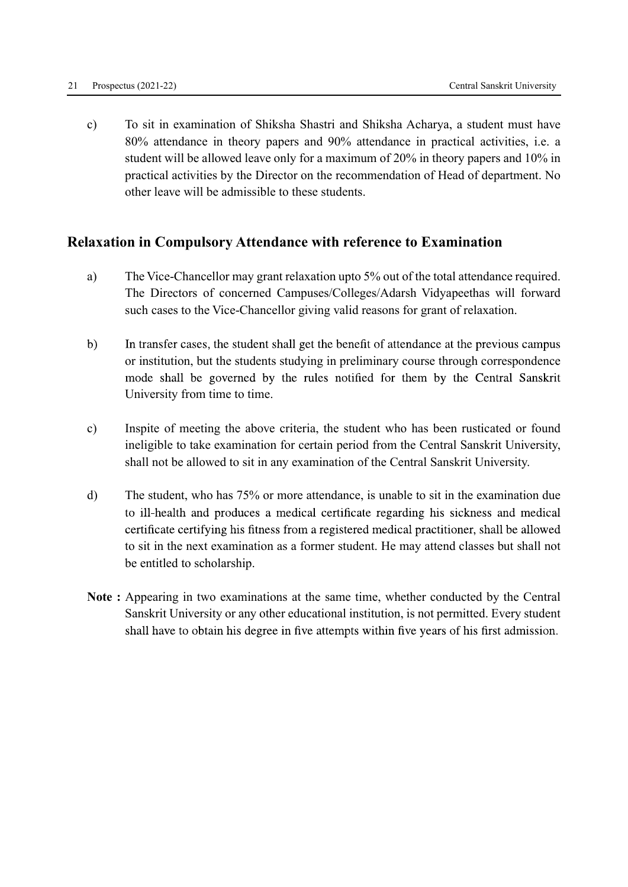c) To sit in examination of Shiksha Shastri and Shiksha Acharya, a student must have 80% attendance in theory papers and 90% attendance in practical activities, i.e. a student will be allowed leave only for a maximum of 20% in theory papers and 10% in practical activities by the Director on the recommendation of Head of department. No other leave will be admissible to these students.

## Relaxation in Compulsory Attendance with reference to Examination

a) The Vice-Chancellor may grant relaxation upto 5% out of the total attendance required. The Directors of concerned Campuses/Colleges/Adarsh Vidyapeethas will forward such cases to the Vice-Chancellor giving valid reasons for grant of relaxation.

b) In transfer cases, the student shall get the benefit of attendance at the previous campus or institution, but the students studying in preliminary course through correspondence mode shall be governed by the rules notified for them by the Central Sanskrit University from time to time.

c) Inspite of meeting the above criteria, the student who has been rusticated or found ineligible to take examination for certain period from the Central Sanskrit University, shall not be allowed to sit in any examination of the Central Sanskrit University.

d) The student, who has 75% or more attendance, is unable to sit in the examination due to ill-health and produces a medical certificate regarding his sickness and medical certificate certifying his fitness from a registered medical practitioner, shall be allowed to sit in the next examination as a former student. He may attend classes but shall not be entitled to scholarship.

**Note :** Appearing in two examinations at the same time, whether conducted by the Central Sanskrit University or any other educational institution, is not permitted. Every student shall have to obtain his degree in five attempts within five years of his first admission.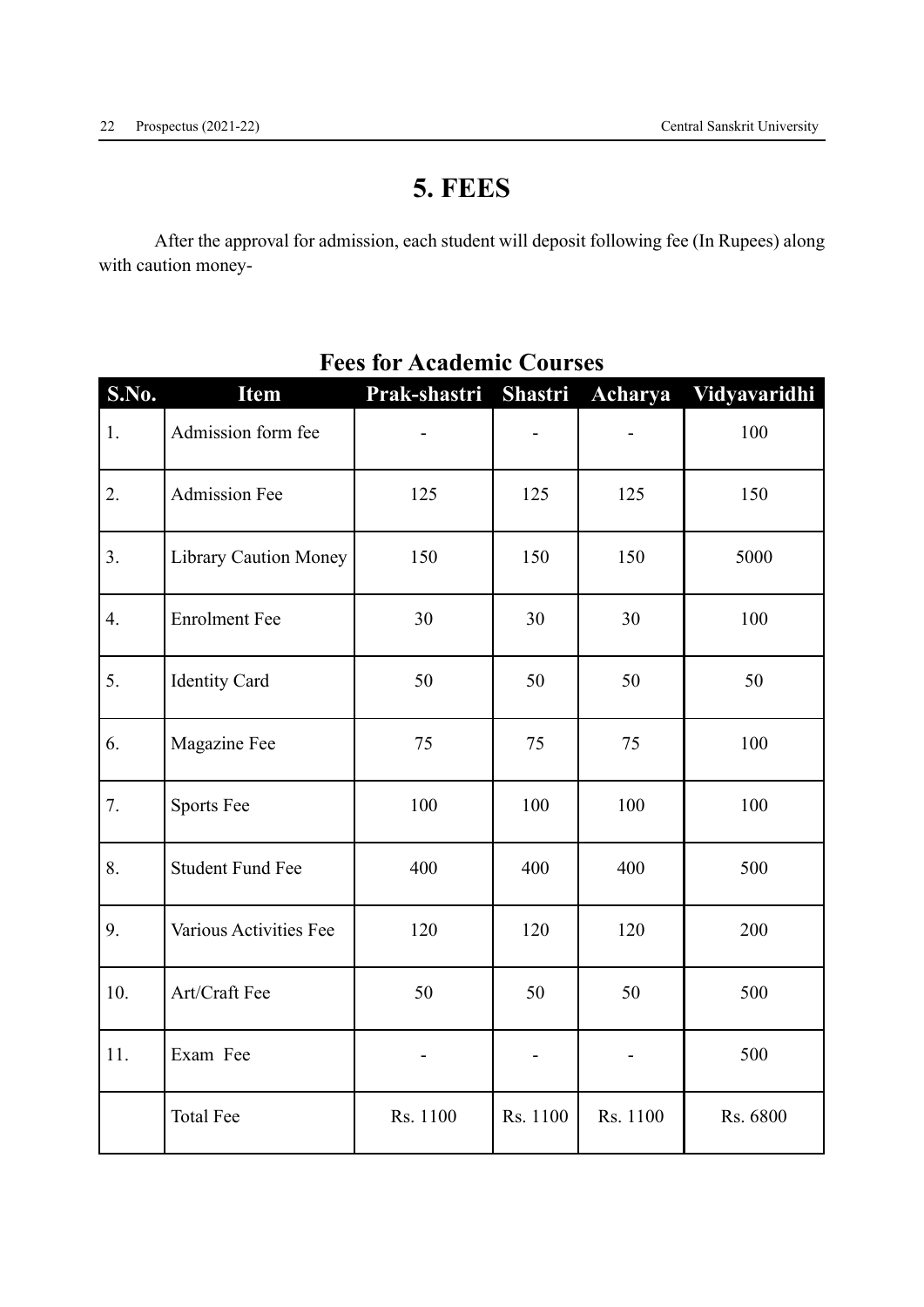# 5. FEES

After the approval for admission, each student will deposit following fee (In Rupees) along with caution money-

**Fees for Academic Courses**

| S.No. | Item | Prak-shastri | Shastri | Acharya | Vidyavaridhi |
|---|---|---|---|---|---|
| 1. | Admission form fee | - | - | - | 100 |
| 2. | Admission Fee | 125 | 125 | 125 | 150 |
| 3. | Library Caution Money | 150 | 150 | 150 | 5000 |
| 4. | Enrolment Fee | 30 | 30 | 30 | 100 |
| 5. | Identity Card | 50 | 50 | 50 | 50 |
| 6. | Magazine Fee | 75 | 75 | 75 | 100 |
| 7. | Sports Fee | 100 | 100 | 100 | 100 |
| 8. | Student Fund Fee | 400 | 400 | 400 | 500 |
| 9. | Various Activities Fee | 120 | 120 | 120 | 200 |
| 10. | Art/Craft Fee | 50 | 50 | 50 | 500 |
| 11. | Exam Fee | - | - | - | 500 |
| | Total Fee | Rs. 1100 | Rs. 1100 | Rs. 1100 | Rs. 6800 |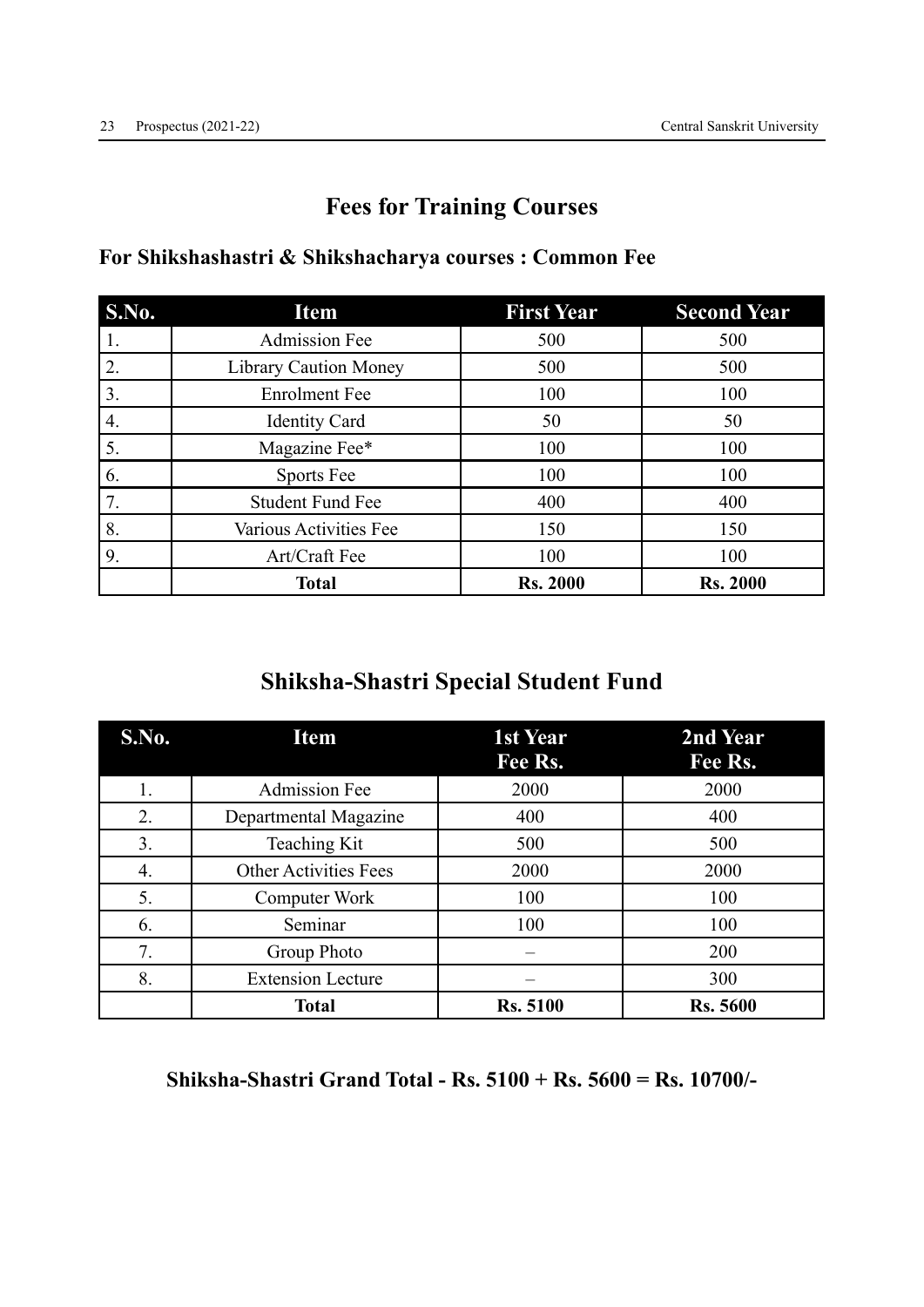## Fees for Training Courses

### For Shikshashastri & Shikshacharya courses : Common Fee

| S.No. | Item | First Year | Second Year |
|---|---|---|---|
| 1. | Admission Fee | 500 | 500 |
| 2. | Library Caution Money | 500 | 500 |
| 3. | Enrolment Fee | 100 | 100 |
| 4. | Identity Card | 50 | 50 |
| 5. | Magazine Fee* | 100 | 100 |
| 6. | Sports Fee | 100 | 100 |
| 7. | Student Fund Fee | 400 | 400 |
| 8. | Various Activities Fee | 150 | 150 |
| 9. | Art/Craft Fee | 100 | 100 |
| | **Total** | **Rs. 2000** | **Rs. 2000** |

## Shiksha-Shastri Special Student Fund

| S.No. | Item | 1st Year Fee Rs. | 2nd Year Fee Rs. |
|---|---|---|---|
| 1. | Admission Fee | 2000 | 2000 |
| 2. | Departmental Magazine | 400 | 400 |
| 3. | Teaching Kit | 500 | 500 |
| 4. | Other Activities Fees | 2000 | 2000 |
| 5. | Computer Work | 100 | 100 |
| 6. | Seminar | 100 | 100 |
| 7. | Group Photo | – | 200 |
| 8. | Extension Lecture | – | 300 |
| | **Total** | **Rs. 5100** | **Rs. 5600** |

**Shiksha-Shastri Grand Total - Rs. 5100 + Rs. 5600 = Rs. 10700/-**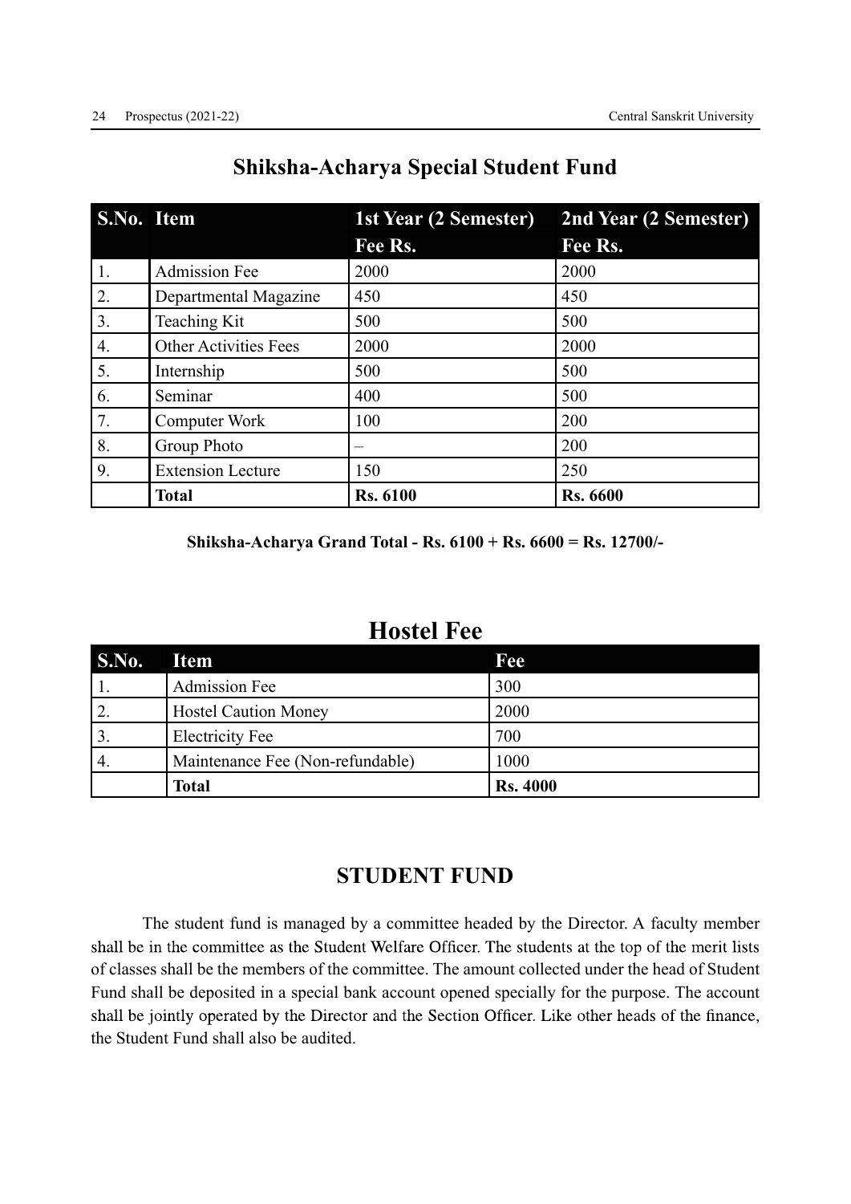## Shiksha-Acharya Special Student Fund

| S.No. | Item | 1st Year (2 Semester) Fee Rs. | 2nd Year (2 Semester) Fee Rs. |
|---|---|---|---|
| 1. | Admission Fee | 2000 | 2000 |
| 2. | Departmental Magazine | 450 | 450 |
| 3. | Teaching Kit | 500 | 500 |
| 4. | Other Activities Fees | 2000 | 2000 |
| 5. | Internship | 500 | 500 |
| 6. | Seminar | 400 | 500 |
| 7. | Computer Work | 100 | 200 |
| 8. | Group Photo | – | 200 |
| 9. | Extension Lecture | 150 | 250 |
| | **Total** | **Rs. 6100** | **Rs. 6600** |

**Shiksha-Acharya Grand Total - Rs. 6100 + Rs. 6600 = Rs. 12700/-**

## Hostel Fee

| S.No. | Item | Fee |
|---|---|---|
| 1. | Admission Fee | 300 |
| 2. | Hostel Caution Money | 2000 |
| 3. | Electricity Fee | 700 |
| 4. | Maintenance Fee (Non-refundable) | 1000 |
| | **Total** | **Rs. 4000** |

## STUDENT FUND

The student fund is managed by a committee headed by the Director. A faculty member shall be in the committee as the Student Welfare Officer. The students at the top of the merit lists of classes shall be the members of the committee. The amount collected under the head of Student Fund shall be deposited in a special bank account opened specially for the purpose. The account shall be jointly operated by the Director and the Section Officer. Like other heads of the finance, the Student Fund shall also be audited.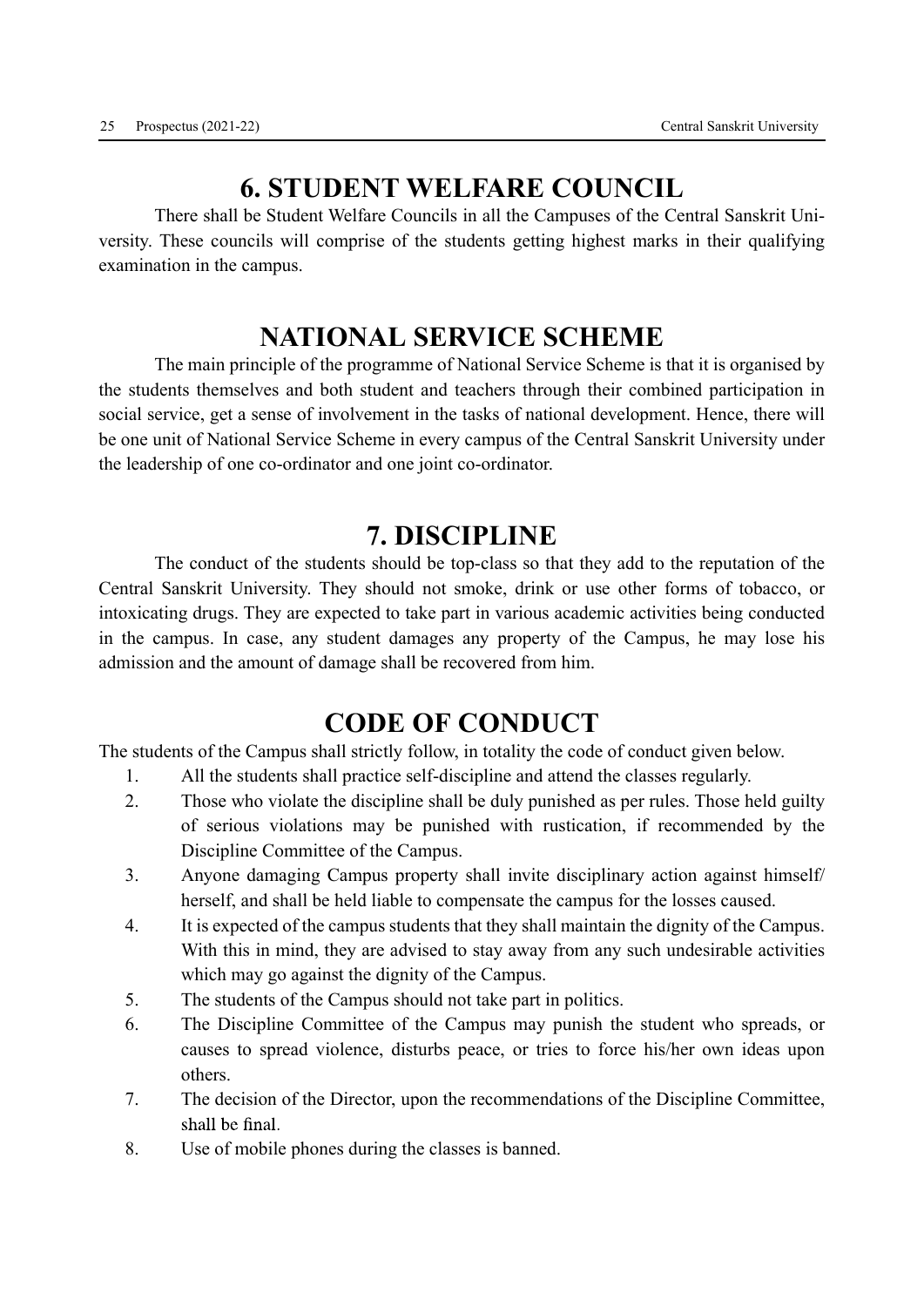## 6. STUDENT WELFARE COUNCIL

There shall be Student Welfare Councils in all the Campuses of the Central Sanskrit University. These councils will comprise of the students getting highest marks in their qualifying examination in the campus.

## NATIONAL SERVICE SCHEME

The main principle of the programme of National Service Scheme is that it is organised by the students themselves and both student and teachers through their combined participation in social service, get a sense of involvement in the tasks of national development. Hence, there will be one unit of National Service Scheme in every campus of the Central Sanskrit University under the leadership of one co-ordinator and one joint co-ordinator.

## 7. DISCIPLINE

The conduct of the students should be top-class so that they add to the reputation of the Central Sanskrit University. They should not smoke, drink or use other forms of tobacco, or intoxicating drugs. They are expected to take part in various academic activities being conducted in the campus. In case, any student damages any property of the Campus, he may lose his admission and the amount of damage shall be recovered from him.

## CODE OF CONDUCT

The students of the Campus shall strictly follow, in totality the code of conduct given below.

1. All the students shall practice self-discipline and attend the classes regularly.
2. Those who violate the discipline shall be duly punished as per rules. Those held guilty of serious violations may be punished with rustication, if recommended by the Discipline Committee of the Campus.
3. Anyone damaging Campus property shall invite disciplinary action against himself/herself, and shall be held liable to compensate the campus for the losses caused.
4. It is expected of the campus students that they shall maintain the dignity of the Campus. With this in mind, they are advised to stay away from any such undesirable activities which may go against the dignity of the Campus.
5. The students of the Campus should not take part in politics.
6. The Discipline Committee of the Campus may punish the student who spreads, or causes to spread violence, disturbs peace, or tries to force his/her own ideas upon others.
7. The decision of the Director, upon the recommendations of the Discipline Committee, shall be final.
8. Use of mobile phones during the classes is banned.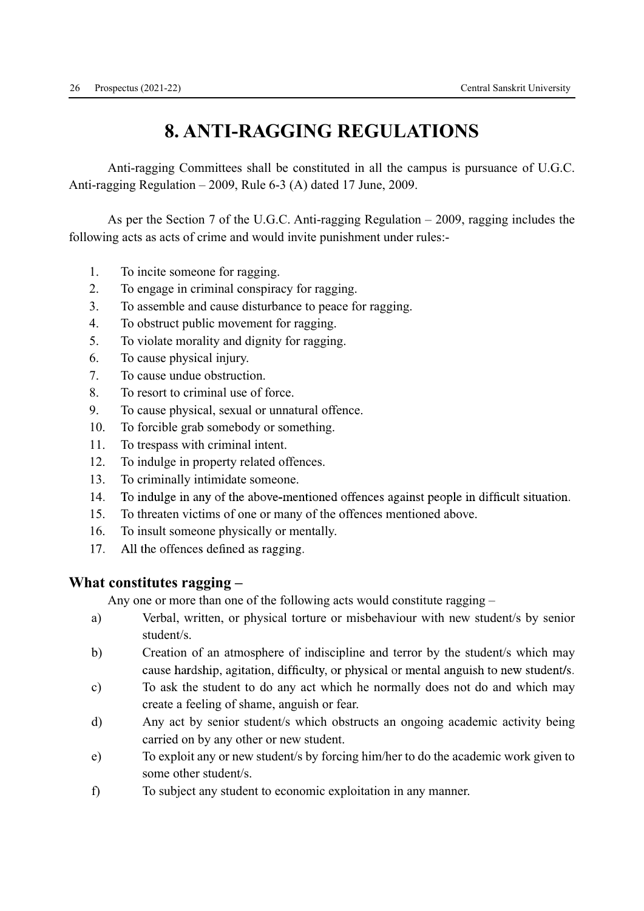# 8. ANTI-RAGGING REGULATIONS

Anti-ragging Committees shall be constituted in all the campus is pursuance of U.G.C. Anti-ragging Regulation – 2009, Rule 6-3 (A) dated 17 June, 2009.

As per the Section 7 of the U.G.C. Anti-ragging Regulation – 2009, ragging includes the following acts as acts of crime and would invite punishment under rules:-

1. To incite someone for ragging.
2. To engage in criminal conspiracy for ragging.
3. To assemble and cause disturbance to peace for ragging.
4. To obstruct public movement for ragging.
5. To violate morality and dignity for ragging.
6. To cause physical injury.
7. To cause undue obstruction.
8. To resort to criminal use of force.
9. To cause physical, sexual or unnatural offence.
10. To forcible grab somebody or something.
11. To trespass with criminal intent.
12. To indulge in property related offences.
13. To criminally intimidate someone.
14. To indulge in any of the above-mentioned offences against people in difficult situation.
15. To threaten victims of one or many of the offences mentioned above.
16. To insult someone physically or mentally.
17. All the offences defined as ragging.

## What constitutes ragging –

Any one or more than one of the following acts would constitute ragging –

a) Verbal, written, or physical torture or misbehaviour with new student/s by senior student/s.

b) Creation of an atmosphere of indiscipline and terror by the student/s which may cause hardship, agitation, difficulty, or physical or mental anguish to new student/s.

c) To ask the student to do any act which he normally does not do and which may create a feeling of shame, anguish or fear.

d) Any act by senior student/s which obstructs an ongoing academic activity being carried on by any other or new student.

e) To exploit any or new student/s by forcing him/her to do the academic work given to some other student/s.

f) To subject any student to economic exploitation in any manner.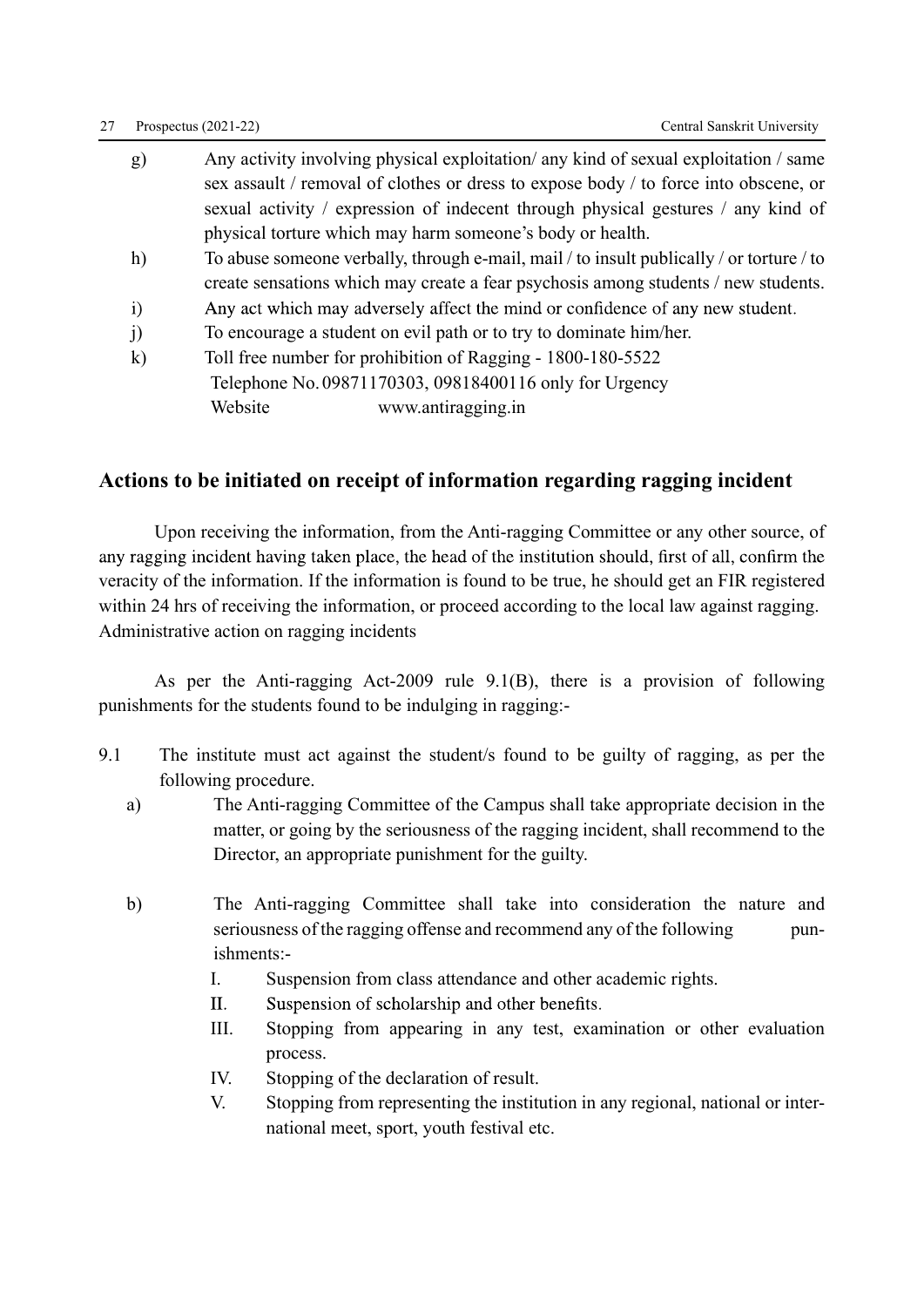g) Any activity involving physical exploitation/ any kind of sexual exploitation / same sex assault / removal of clothes or dress to expose body / to force into obscene, or sexual activity / expression of indecent through physical gestures / any kind of physical torture which may harm someone's body or health.

h) To abuse someone verbally, through e-mail, mail / to insult publically / or torture / to create sensations which may create a fear psychosis among students / new students.

i) Any act which may adversely affect the mind or confidence of any new student.

j) To encourage a student on evil path or to try to dominate him/her.

k) Toll free number for prohibition of Ragging - 1800-180-5522
Telephone No. 09871170303, 09818400116 only for Urgency
Website www.antiragging.in

## Actions to be initiated on receipt of information regarding ragging incident

Upon receiving the information, from the Anti-ragging Committee or any other source, of any ragging incident having taken place, the head of the institution should, first of all, confirm the veracity of the information. If the information is found to be true, he should get an FIR registered within 24 hrs of receiving the information, or proceed according to the local law against ragging.
Administrative action on ragging incidents

As per the Anti-ragging Act-2009 rule 9.1(B), there is a provision of following punishments for the students found to be indulging in ragging:-

9.1 The institute must act against the student/s found to be guilty of ragging, as per the following procedure.

a) The Anti-ragging Committee of the Campus shall take appropriate decision in the matter, or going by the seriousness of the ragging incident, shall recommend to the Director, an appropriate punishment for the guilty.

b) The Anti-ragging Committee shall take into consideration the nature and seriousness of the ragging offense and recommend any of the following punishments:-

I. Suspension from class attendance and other academic rights.
II. Suspension of scholarship and other benefits.
III. Stopping from appearing in any test, examination or other evaluation process.
IV. Stopping of the declaration of result.
V. Stopping from representing the institution in any regional, national or international meet, sport, youth festival etc.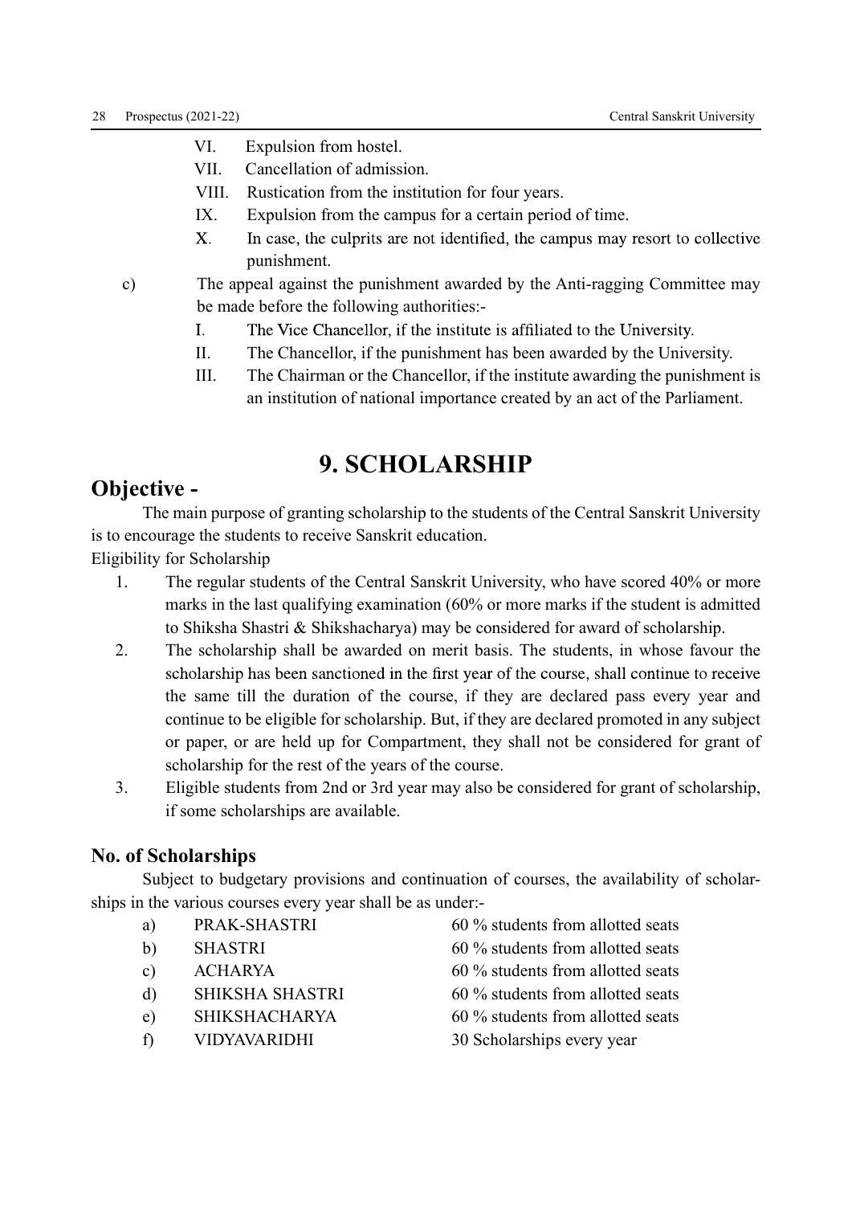VI. Expulsion from hostel.

VII. Cancellation of admission.

VIII. Rustication from the institution for four years.

IX. Expulsion from the campus for a certain period of time.

X. In case, the culprits are not identified, the campus may resort to collective punishment.

c) The appeal against the punishment awarded by the Anti-ragging Committee may be made before the following authorities:-

I. The Vice Chancellor, if the institute is affiliated to the University.

II. The Chancellor, if the punishment has been awarded by the University.

III. The Chairman or the Chancellor, if the institute awarding the punishment is an institution of national importance created by an act of the Parliament.

# 9. SCHOLARSHIP

## Objective -

The main purpose of granting scholarship to the students of the Central Sanskrit University is to encourage the students to receive Sanskrit education.

Eligibility for Scholarship

1. The regular students of the Central Sanskrit University, who have scored 40% or more marks in the last qualifying examination (60% or more marks if the student is admitted to Shiksha Shastri & Shikshacharya) may be considered for award of scholarship.
2. The scholarship shall be awarded on merit basis. The students, in whose favour the scholarship has been sanctioned in the first year of the course, shall continue to receive the same till the duration of the course, if they are declared pass every year and continue to be eligible for scholarship. But, if they are declared promoted in any subject or paper, or are held up for Compartment, they shall not be considered for grant of scholarship for the rest of the years of the course.
3. Eligible students from 2nd or 3rd year may also be considered for grant of scholarship, if some scholarships are available.

### No. of Scholarships

Subject to budgetary provisions and continuation of courses, the availability of scholarships in the various courses every year shall be as under:-

a) PRAK-SHASTRI — 60 % students from allotted seats

b) SHASTRI — 60 % students from allotted seats

c) ACHARYA — 60 % students from allotted seats

d) SHIKSHA SHASTRI — 60 % students from allotted seats

e) SHIKSHACHARYA — 60 % students from allotted seats

f) VIDYAVARIDHI — 30 Scholarships every year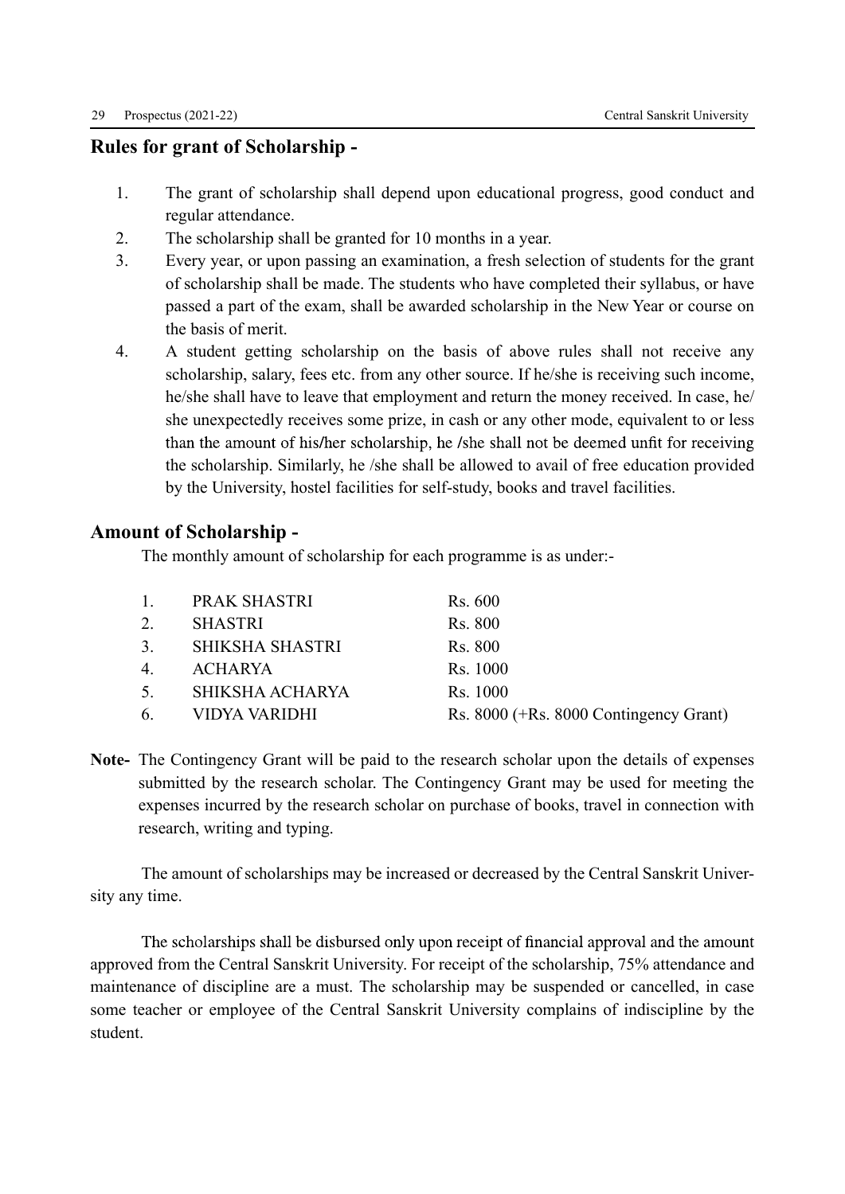## Rules for grant of Scholarship -

1. The grant of scholarship shall depend upon educational progress, good conduct and regular attendance.
2. The scholarship shall be granted for 10 months in a year.
3. Every year, or upon passing an examination, a fresh selection of students for the grant of scholarship shall be made. The students who have completed their syllabus, or have passed a part of the exam, shall be awarded scholarship in the New Year or course on the basis of merit.
4. A student getting scholarship on the basis of above rules shall not receive any scholarship, salary, fees etc. from any other source. If he/she is receiving such income, he/she shall have to leave that employment and return the money received. In case, he/ she unexpectedly receives some prize, in cash or any other mode, equivalent to or less than the amount of his/her scholarship, he /she shall not be deemed unfit for receiving the scholarship. Similarly, he /she shall be allowed to avail of free education provided by the University, hostel facilities for self-study, books and travel facilities.

## Amount of Scholarship -

The monthly amount of scholarship for each programme is as under:-

| | | |
|---|---|---|
| 1. | PRAK SHASTRI | Rs. 600 |
| 2. | SHASTRI | Rs. 800 |
| 3. | SHIKSHA SHASTRI | Rs. 800 |
| 4. | ACHARYA | Rs. 1000 |
| 5. | SHIKSHA ACHARYA | Rs. 1000 |
| 6. | VIDYA VARIDHI | Rs. 8000 (+Rs. 8000 Contingency Grant) |

**Note-** The Contingency Grant will be paid to the research scholar upon the details of expenses submitted by the research scholar. The Contingency Grant may be used for meeting the expenses incurred by the research scholar on purchase of books, travel in connection with research, writing and typing.

The amount of scholarships may be increased or decreased by the Central Sanskrit University any time.

The scholarships shall be disbursed only upon receipt of financial approval and the amount approved from the Central Sanskrit University. For receipt of the scholarship, 75% attendance and maintenance of discipline are a must. The scholarship may be suspended or cancelled, in case some teacher or employee of the Central Sanskrit University complains of indiscipline by the student.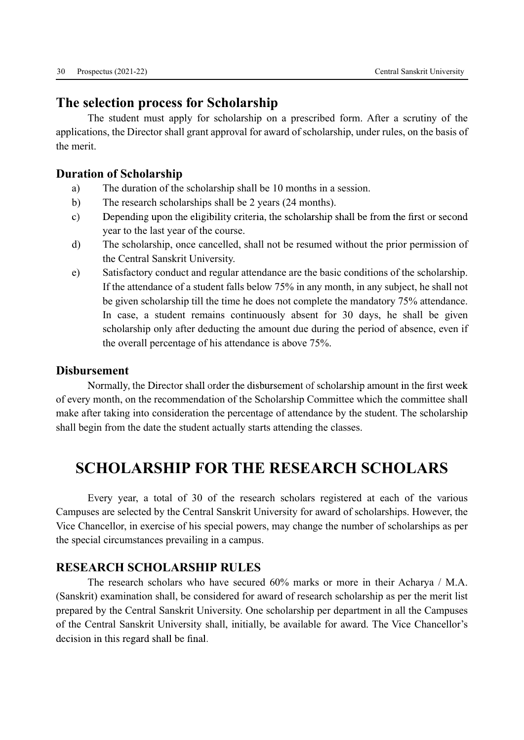## The selection process for Scholarship

The student must apply for scholarship on a prescribed form. After a scrutiny of the applications, the Director shall grant approval for award of scholarship, under rules, on the basis of the merit.

### Duration of Scholarship

a) The duration of the scholarship shall be 10 months in a session.

b) The research scholarships shall be 2 years (24 months).

c) Depending upon the eligibility criteria, the scholarship shall be from the first or second year to the last year of the course.

d) The scholarship, once cancelled, shall not be resumed without the prior permission of the Central Sanskrit University.

e) Satisfactory conduct and regular attendance are the basic conditions of the scholarship. If the attendance of a student falls below 75% in any month, in any subject, he shall not be given scholarship till the time he does not complete the mandatory 75% attendance. In case, a student remains continuously absent for 30 days, he shall be given scholarship only after deducting the amount due during the period of absence, even if the overall percentage of his attendance is above 75%.

### Disbursement

Normally, the Director shall order the disbursement of scholarship amount in the first week of every month, on the recommendation of the Scholarship Committee which the committee shall make after taking into consideration the percentage of attendance by the student. The scholarship shall begin from the date the student actually starts attending the classes.

# SCHOLARSHIP FOR THE RESEARCH SCHOLARS

Every year, a total of 30 of the research scholars registered at each of the various Campuses are selected by the Central Sanskrit University for award of scholarships. However, the Vice Chancellor, in exercise of his special powers, may change the number of scholarships as per the special circumstances prevailing in a campus.

### RESEARCH SCHOLARSHIP RULES

The research scholars who have secured 60% marks or more in their Acharya / M.A. (Sanskrit) examination shall, be considered for award of research scholarship as per the merit list prepared by the Central Sanskrit University. One scholarship per department in all the Campuses of the Central Sanskrit University shall, initially, be available for award. The Vice Chancellor's decision in this regard shall be final.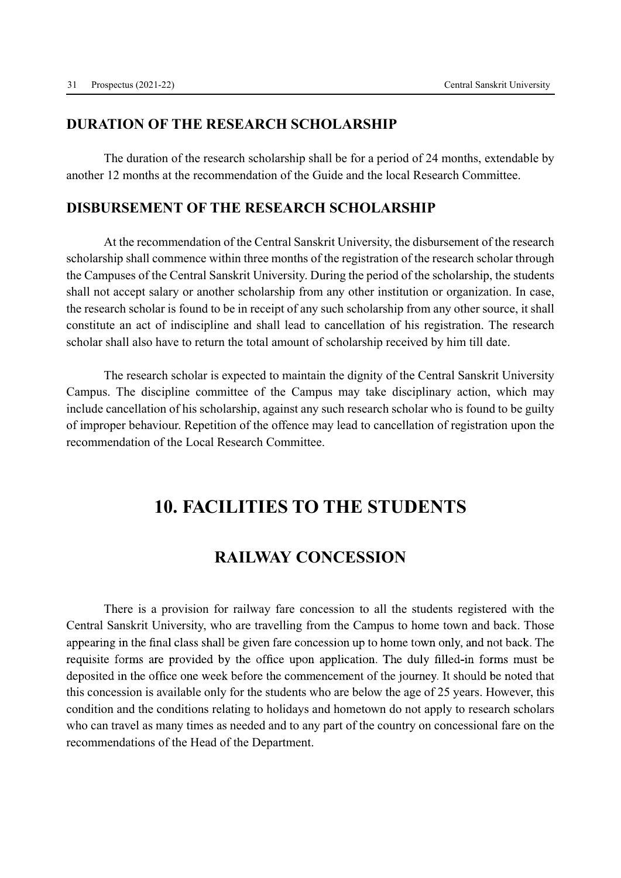### DURATION OF THE RESEARCH SCHOLARSHIP

The duration of the research scholarship shall be for a period of 24 months, extendable by another 12 months at the recommendation of the Guide and the local Research Committee.

### DISBURSEMENT OF THE RESEARCH SCHOLARSHIP

At the recommendation of the Central Sanskrit University, the disbursement of the research scholarship shall commence within three months of the registration of the research scholar through the Campuses of the Central Sanskrit University. During the period of the scholarship, the students shall not accept salary or another scholarship from any other institution or organization. In case, the research scholar is found to be in receipt of any such scholarship from any other source, it shall constitute an act of indiscipline and shall lead to cancellation of his registration. The research scholar shall also have to return the total amount of scholarship received by him till date.

The research scholar is expected to maintain the dignity of the Central Sanskrit University Campus. The discipline committee of the Campus may take disciplinary action, which may include cancellation of his scholarship, against any such research scholar who is found to be guilty of improper behaviour. Repetition of the offence may lead to cancellation of registration upon the recommendation of the Local Research Committee.

# 10. FACILITIES TO THE STUDENTS

## RAILWAY CONCESSION

There is a provision for railway fare concession to all the students registered with the Central Sanskrit University, who are travelling from the Campus to home town and back. Those appearing in the final class shall be given fare concession up to home town only, and not back. The requisite forms are provided by the office upon application. The duly filled-in forms must be deposited in the office one week before the commencement of the journey. It should be noted that this concession is available only for the students who are below the age of 25 years. However, this condition and the conditions relating to holidays and hometown do not apply to research scholars who can travel as many times as needed and to any part of the country on concessional fare on the recommendations of the Head of the Department.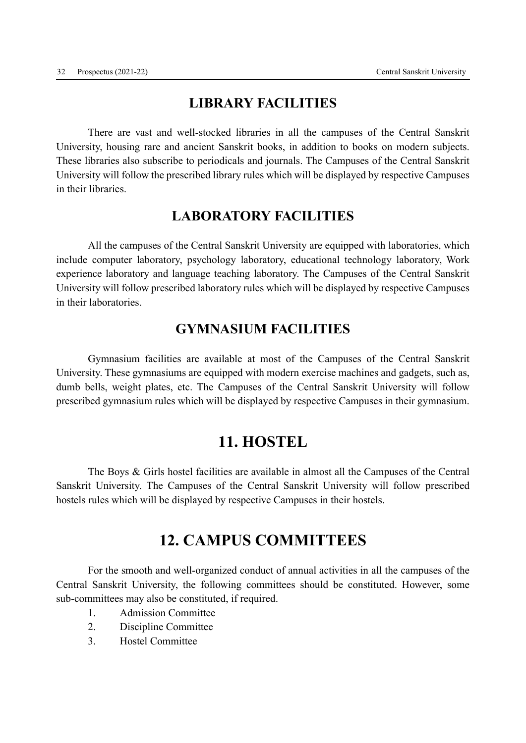## LIBRARY FACILITIES

There are vast and well-stocked libraries in all the campuses of the Central Sanskrit University, housing rare and ancient Sanskrit books, in addition to books on modern subjects. These libraries also subscribe to periodicals and journals. The Campuses of the Central Sanskrit University will follow the prescribed library rules which will be displayed by respective Campuses in their libraries.

## LABORATORY FACILITIES

All the campuses of the Central Sanskrit University are equipped with laboratories, which include computer laboratory, psychology laboratory, educational technology laboratory, Work experience laboratory and language teaching laboratory. The Campuses of the Central Sanskrit University will follow prescribed laboratory rules which will be displayed by respective Campuses in their laboratories.

## GYMNASIUM FACILITIES

Gymnasium facilities are available at most of the Campuses of the Central Sanskrit University. These gymnasiums are equipped with modern exercise machines and gadgets, such as, dumb bells, weight plates, etc. The Campuses of the Central Sanskrit University will follow prescribed gymnasium rules which will be displayed by respective Campuses in their gymnasium.

# 11. HOSTEL

The Boys & Girls hostel facilities are available in almost all the Campuses of the Central Sanskrit University. The Campuses of the Central Sanskrit University will follow prescribed hostels rules which will be displayed by respective Campuses in their hostels.

# 12. CAMPUS COMMITTEES

For the smooth and well-organized conduct of annual activities in all the campuses of the Central Sanskrit University, the following committees should be constituted. However, some sub-committees may also be constituted, if required.

1. Admission Committee
2. Discipline Committee
3. Hostel Committee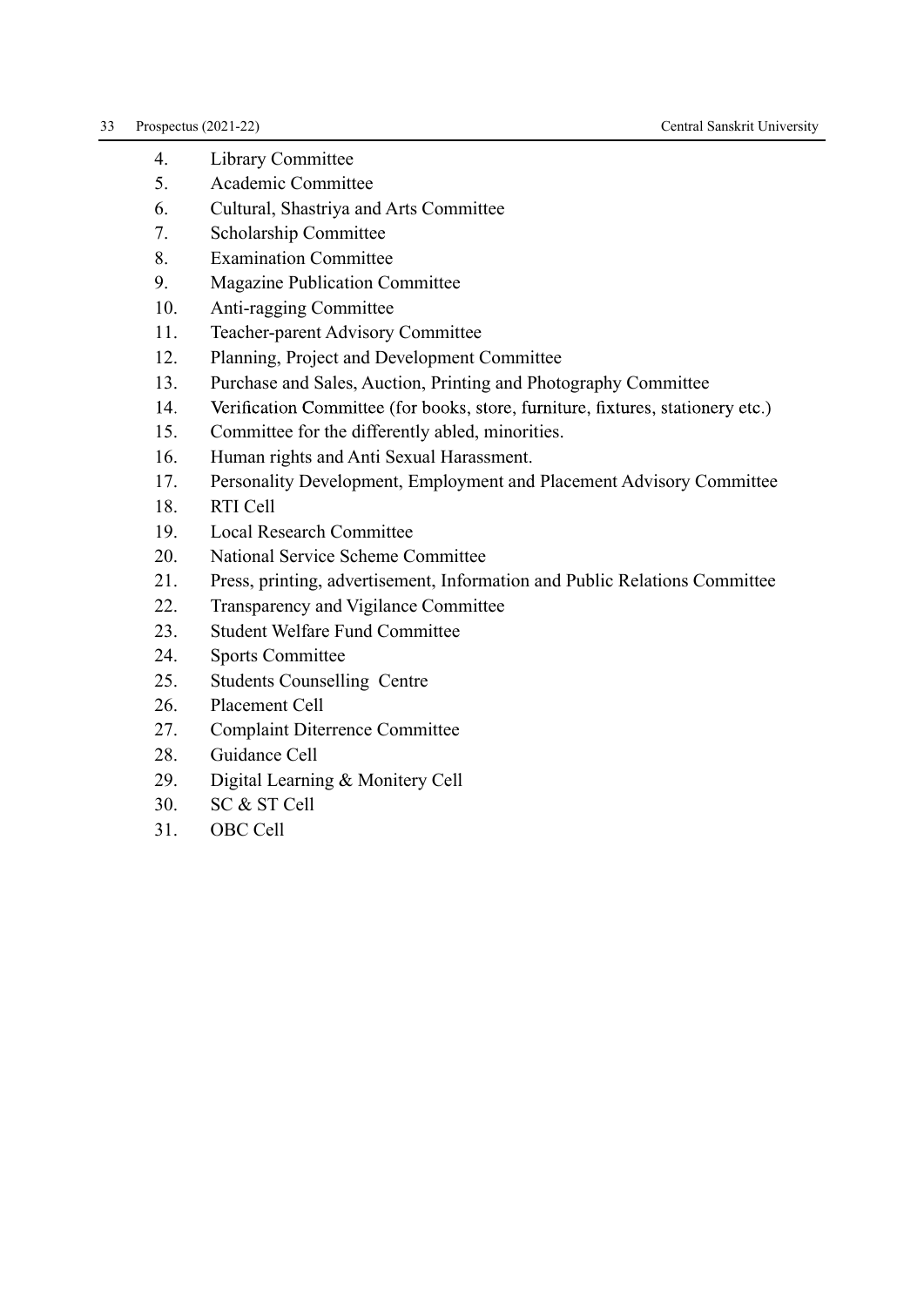4. Library Committee
5. Academic Committee
6. Cultural, Shastriya and Arts Committee
7. Scholarship Committee
8. Examination Committee
9. Magazine Publication Committee
10. Anti-ragging Committee
11. Teacher-parent Advisory Committee
12. Planning, Project and Development Committee
13. Purchase and Sales, Auction, Printing and Photography Committee
14. Verification Committee (for books, store, furniture, fixtures, stationery etc.)
15. Committee for the differently abled, minorities.
16. Human rights and Anti Sexual Harassment.
17. Personality Development, Employment and Placement Advisory Committee
18. RTI Cell
19. Local Research Committee
20. National Service Scheme Committee
21. Press, printing, advertisement, Information and Public Relations Committee
22. Transparency and Vigilance Committee
23. Student Welfare Fund Committee
24. Sports Committee
25. Students Counselling Centre
26. Placement Cell
27. Complaint Diterrence Committee
28. Guidance Cell
29. Digital Learning & Monitery Cell
30. SC & ST Cell
31. OBC Cell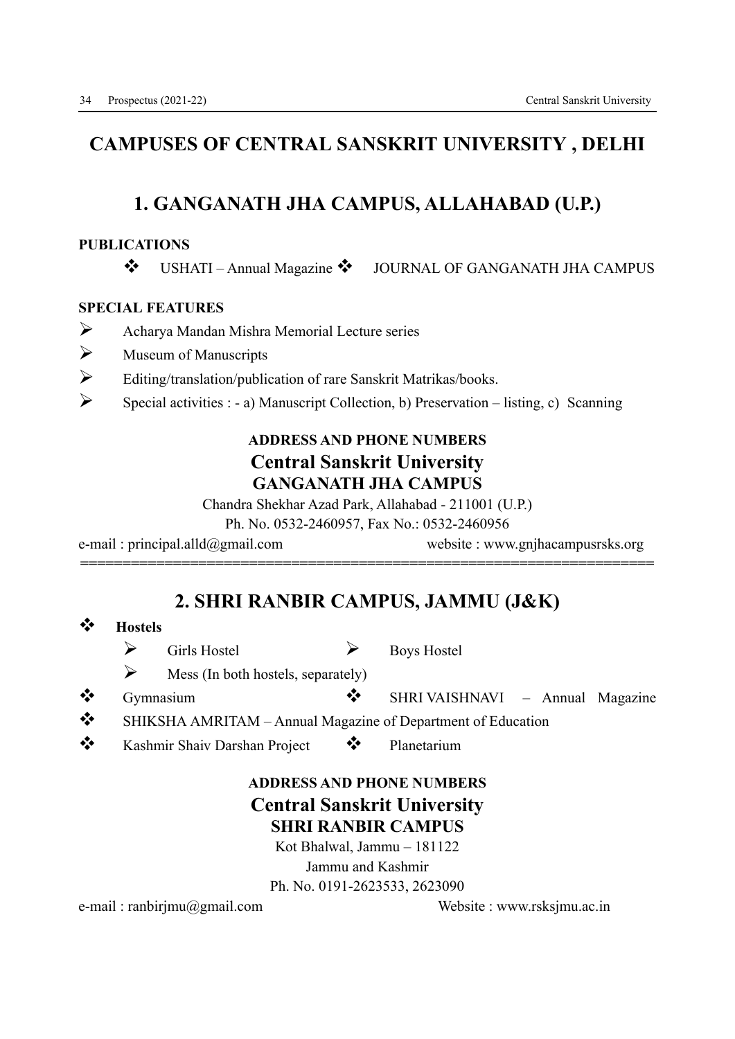# CAMPUSES OF CENTRAL SANSKRIT UNIVERSITY , DELHI

## 1. GANGANATH JHA CAMPUS, ALLAHABAD (U.P.)

**PUBLICATIONS**

- USHATI – Annual Magazine
- JOURNAL OF GANGANATH JHA CAMPUS

**SPECIAL FEATURES**

- Acharya Mandan Mishra Memorial Lecture series
- Museum of Manuscripts
- Editing/translation/publication of rare Sanskrit Matrikas/books.
- Special activities : - a) Manuscript Collection, b) Preservation – listing, c) Scanning

**ADDRESS AND PHONE NUMBERS**

**Central Sanskrit University**

**GANGANATH JHA CAMPUS**

Chandra Shekhar Azad Park, Allahabad - 211001 (U.P.)

Ph. No. 0532-2460957, Fax No.: 0532-2460956

e-mail : principal.alld@gmail.com website : www.gnjhacampusrsks.org

## 2. SHRI RANBIR CAMPUS, JAMMU (J&K)

- **Hostels**
  - Girls Hostel
  - Boys Hostel
  - Mess (In both hostels, separately)
- Gymnasium
- SHRI VAISHNAVI – Annual Magazine
- SHIKSHA AMRITAM – Annual Magazine of Department of Education
- Kashmir Shaiv Darshan Project
- Planetarium

**ADDRESS AND PHONE NUMBERS**

**Central Sanskrit University**

**SHRI RANBIR CAMPUS**

Kot Bhalwal, Jammu – 181122

Jammu and Kashmir

Ph. No. 0191-2623533, 2623090

e-mail : ranbirjmu@gmail.com Website : www.rsksjmu.ac.in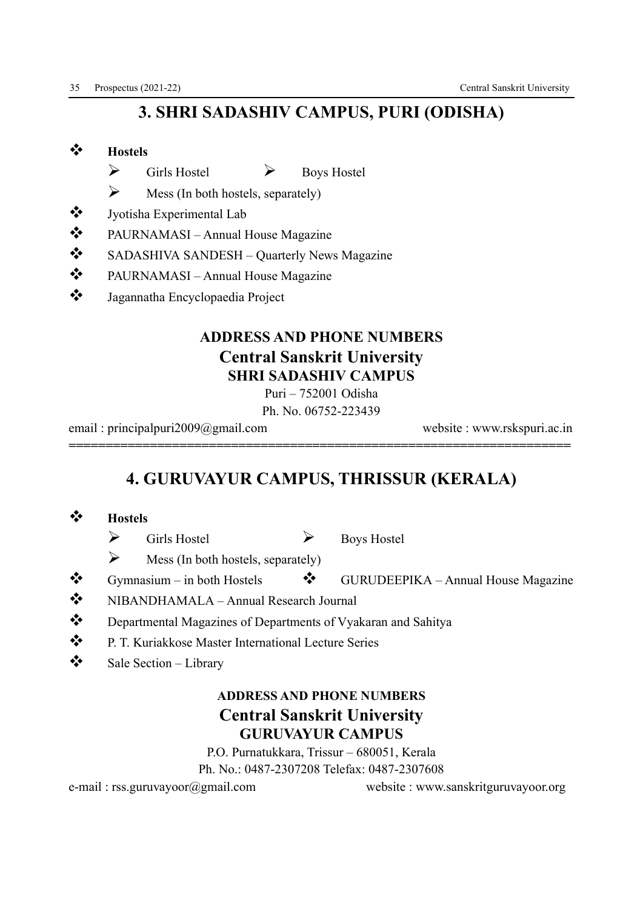## 3. SHRI SADASHIV CAMPUS, PURI (ODISHA)

- **Hostels**
  - Girls Hostel
  - Boys Hostel
  - Mess (In both hostels, separately)
- Jyotisha Experimental Lab
- PAURNAMASI – Annual House Magazine
- SADASHIVA SANDESH – Quarterly News Magazine
- PAURNAMASI – Annual House Magazine
- Jagannatha Encyclopaedia Project

### ADDRESS AND PHONE NUMBERS

**Central Sanskrit University**
**SHRI SADASHIV CAMPUS**

Puri – 752001 Odisha
Ph. No. 06752-223439

email : principalpuri2009@gmail.com    website : www.rskspuri.ac.in

---

## 4. GURUVAYUR CAMPUS, THRISSUR (KERALA)

- **Hostels**
  - Girls Hostel
  - Boys Hostel
  - Mess (In both hostels, separately)
- Gymnasium – in both Hostels
- GURUDEEPIKA – Annual House Magazine
- NIBANDHAMALA – Annual Research Journal
- Departmental Magazines of Departments of Vyakaran and Sahitya
- P. T. Kuriakkose Master International Lecture Series
- Sale Section – Library

### ADDRESS AND PHONE NUMBERS

**Central Sanskrit University**
**GURUVAYUR CAMPUS**

P.O. Purnatukkara, Trissur – 680051, Kerala
Ph. No.: 0487-2307208 Telefax: 0487-2307608

e-mail : rss.guruvayoor@gmail.com    website : www.sanskritguruvayoor.org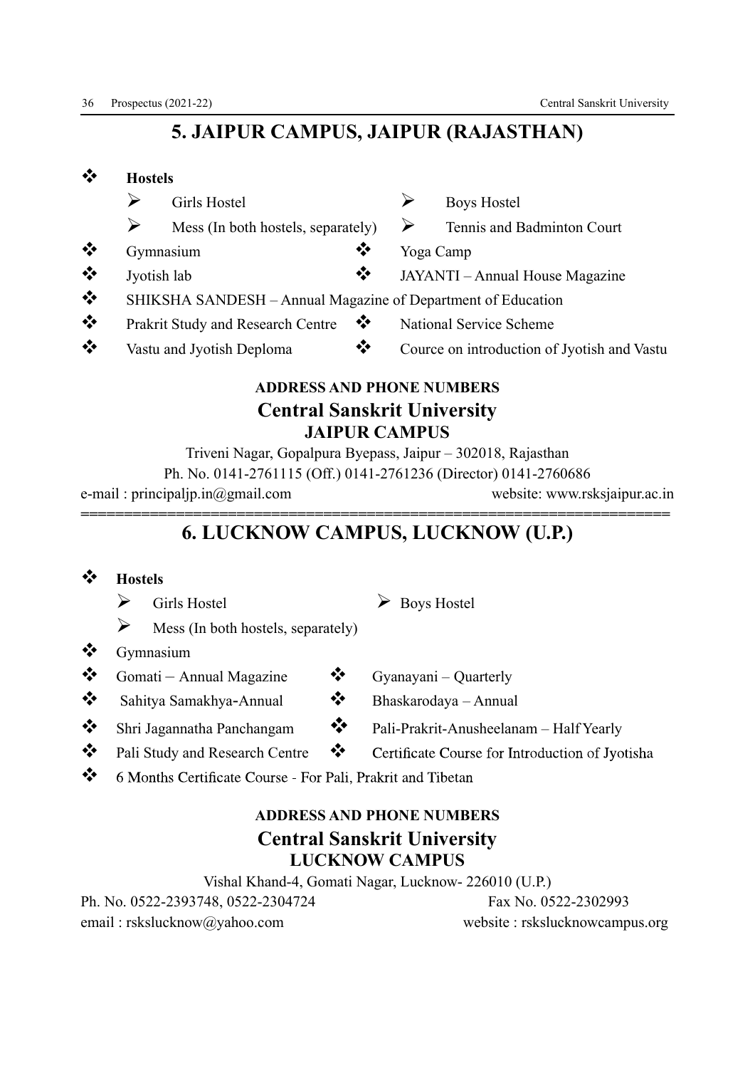## 5. JAIPUR CAMPUS, JAIPUR (RAJASTHAN)

- **Hostels**
  - Girls Hostel
  - Boys Hostel
  - Mess (In both hostels, separately)
  - Tennis and Badminton Court
- Gymnasium
- Yoga Camp
- Jyotish lab
- JAYANTI – Annual House Magazine
- SHIKSHA SANDESH – Annual Magazine of Department of Education
- Prakrit Study and Research Centre
- National Service Scheme
- Vastu and Jyotish Deploma
- Cource on introduction of Jyotish and Vastu

**ADDRESS AND PHONE NUMBERS**

**Central Sanskrit University**

**JAIPUR CAMPUS**

Triveni Nagar, Gopalpura Byepass, Jaipur – 302018, Rajasthan

Ph. No. 0141-2761115 (Off.) 0141-2761236 (Director) 0141-2760686

e-mail : principaljp.in@gmail.com website: www.rsksjaipur.ac.in

---

## 6. LUCKNOW CAMPUS, LUCKNOW (U.P.)

- **Hostels**
  - Girls Hostel
  - Boys Hostel
  - Mess (In both hostels, separately)
- Gymnasium
- Gomati – Annual Magazine
- Gyanayani – Quarterly
- Sahitya Samakhya-Annual
- Bhaskarodaya – Annual
- Shri Jagannatha Panchangam
- Pali-Prakrit-Anusheelanam – Half Yearly
- Pali Study and Research Centre
- Certificate Course for Introduction of Jyotisha
- 6 Months Certificate Course - For Pali, Prakrit and Tibetan

**ADDRESS AND PHONE NUMBERS**

**Central Sanskrit University**

**LUCKNOW CAMPUS**

Vishal Khand-4, Gomati Nagar, Lucknow- 226010 (U.P.)

Ph. No. 0522-2393748, 0522-2304724 Fax No. 0522-2302993

email : rskslucknow@yahoo.com website : rskslucknowcampus.org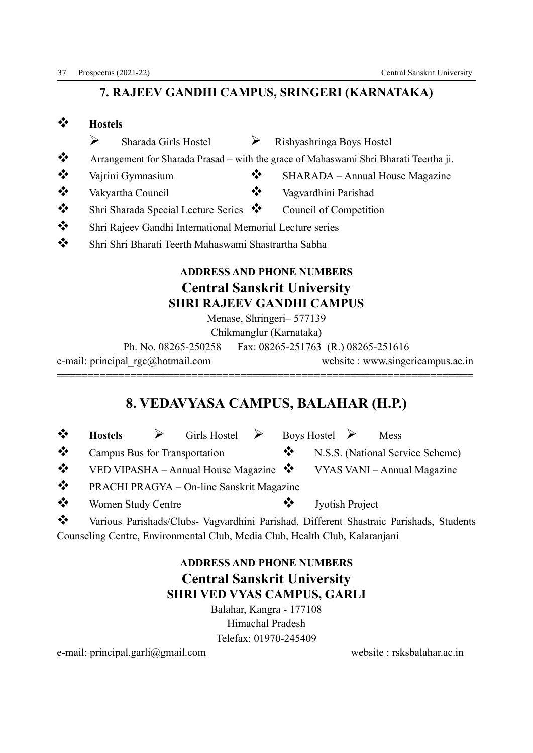## 7. RAJEEV GANDHI CAMPUS, SRINGERI (KARNATAKA)

- **Hostels**
  - Sharada Girls Hostel
  - Rishyashringa Boys Hostel
- Arrangement for Sharada Prasad – with the grace of Mahaswami Shri Bharati Teertha ji.
- Vajrini Gymnasium
- SHARADA – Annual House Magazine
- Vakyartha Council
- Vagvardhini Parishad
- Shri Sharada Special Lecture Series
- Council of Competition
- Shri Rajeev Gandhi International Memorial Lecture series
- Shri Shri Bharati Teerth Mahaswami Shastrartha Sabha

### ADDRESS AND PHONE NUMBERS

**Central Sanskrit University**
**SHRI RAJEEV GANDHI CAMPUS**

Menase, Shringeri– 577139
Chikmanglur (Karnataka)
Ph. No. 08265-250258 Fax: 08265-251763 (R.) 08265-251616

e-mail: principal_rgc@hotmail.com website : www.singericampus.ac.in

## 8. VEDAVYASA CAMPUS, BALAHAR (H.P.)

- **Hostels**
  - Girls Hostel
  - Boys Hostel
  - Mess
- Campus Bus for Transportation
- N.S.S. (National Service Scheme)
- VED VIPASHA – Annual House Magazine
- VYAS VANI – Annual Magazine
- PRACHI PRAGYA – On-line Sanskrit Magazine
- Women Study Centre
- Jyotish Project
- Various Parishads/Clubs- Vagvardhini Parishad, Different Shastraic Parishads, Students Counseling Centre, Environmental Club, Media Club, Health Club, Kalaranjani

### ADDRESS AND PHONE NUMBERS

**Central Sanskrit University**
**SHRI VED VYAS CAMPUS, GARLI**

Balahar, Kangra - 177108
Himachal Pradesh
Telefax: 01970-245409

e-mail: principal.garli@gmail.com website : rsksbalahar.ac.in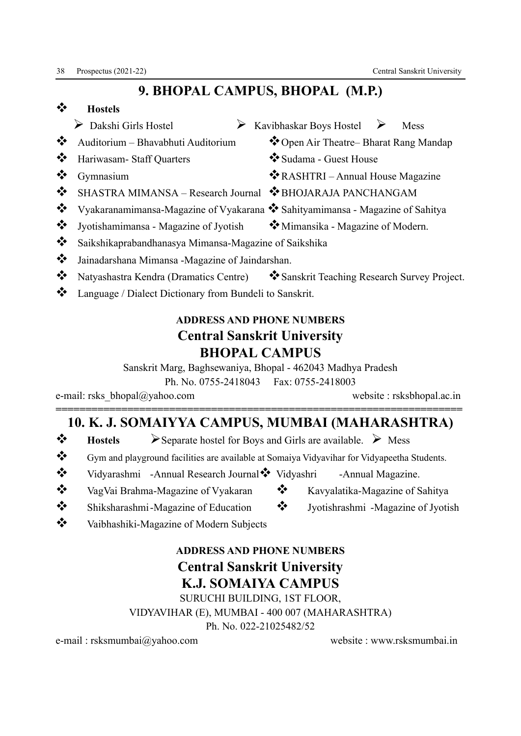## 9. BHOPAL CAMPUS, BHOPAL (M.P.)

- **Hostels**
  - Dakshi Girls Hostel
  - Kavibhaskar Boys Hostel
  - Mess
- Auditorium – Bhavabhuti Auditorium
- Open Air Theatre– Bharat Rang Mandap
- Hariwasam- Staff Quarters
- Sudama - Guest House
- Gymnasium
- RASHTRI – Annual House Magazine
- SHASTRA MIMANSA – Research Journal
- BHOJARAJA PANCHANGAM
- Vyakaranamimansa-Magazine of Vyakarana
- Sahityamimansa - Magazine of Sahitya
- Jyotishamimansa - Magazine of Jyotish
- Mimansika - Magazine of Modern.
- Saikshikaprabandhanasya Mimansa-Magazine of Saikshika
- Jainadarshana Mimansa -Magazine of Jaindarshan.
- Natyashastra Kendra (Dramatics Centre)
- Sanskrit Teaching Research Survey Project.
- Language / Dialect Dictionary from Bundeli to Sanskrit.

**ADDRESS AND PHONE NUMBERS**

**Central Sanskrit University**

**BHOPAL CAMPUS**

Sanskrit Marg, Baghsewaniya, Bhopal - 462043 Madhya Pradesh

Ph. No. 0755-2418043 Fax: 0755-2418003

e-mail: rsks_bhopal@yahoo.com website : rsksbhopal.ac.in

---

## 10. K. J. SOMAIYYA CAMPUS, MUMBAI (MAHARASHTRA)

- **Hostels**
  - Separate hostel for Boys and Girls are available.
  - Mess
- Gym and playground facilities are available at Somaiya Vidyavihar for Vidyapeetha Students.
- Vidyarashmi -Annual Research Journal
- Vidyashri -Annual Magazine.
- VagVai Brahma-Magazine of Vyakaran
- Kavyalatika-Magazine of Sahitya
- Shiksharashmi-Magazine of Education
- Jyotishrashmi -Magazine of Jyotish
- Vaibhashiki-Magazine of Modern Subjects

**ADDRESS AND PHONE NUMBERS**

**Central Sanskrit University**

**K.J. SOMAIYA CAMPUS**

SURUCHI BUILDING, 1ST FLOOR,

VIDYAVIHAR (E), MUMBAI - 400 007 (MAHARASHTRA)

Ph. No. 022-21025482/52

e-mail : rsksmumbai@yahoo.com website : www.rsksmumbai.in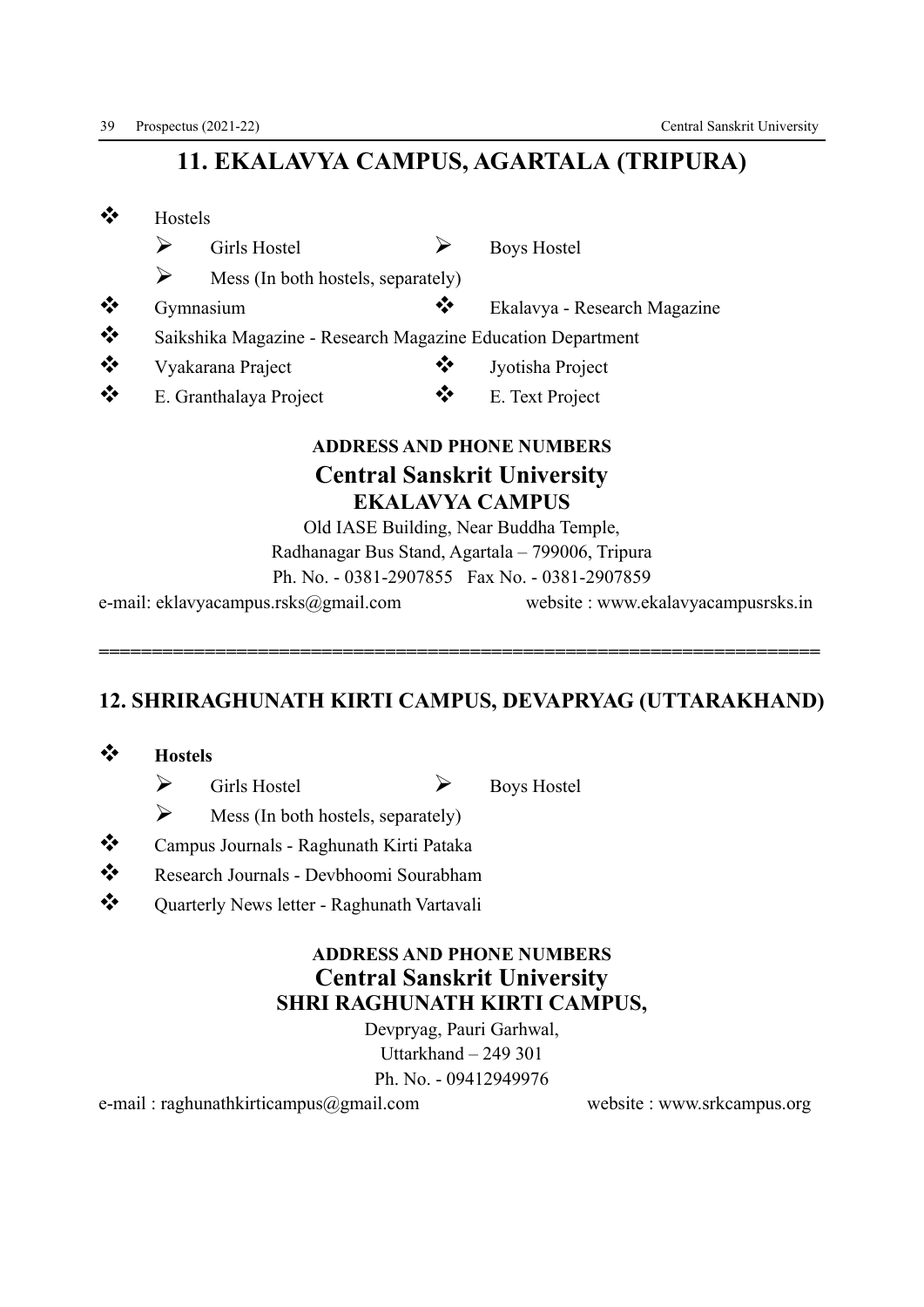## 11. EKALAVYA CAMPUS, AGARTALA (TRIPURA)

- Hostels
  - Girls Hostel
  - Boys Hostel
  - Mess (In both hostels, separately)
- Gymnasium
- Ekalavya - Research Magazine
- Saikshika Magazine - Research Magazine Education Department
- Vyakarana Praject
- Jyotisha Project
- E. Granthalaya Project
- E. Text Project

**ADDRESS AND PHONE NUMBERS**

**Central Sanskrit University**

**EKALAVYA CAMPUS**

Old IASE Building, Near Buddha Temple,
Radhanagar Bus Stand, Agartala – 799006, Tripura
Ph. No. - 0381-2907855 Fax No. - 0381-2907859

e-mail: eklavyacampus.rsks@gmail.com website : www.ekalavyacampusrsks.in

==================================================================

## 12. SHRIRAGHUNATH KIRTI CAMPUS, DEVAPRYAG (UTTARAKHAND)

- **Hostels**
  - Girls Hostel
  - Boys Hostel
  - Mess (In both hostels, separately)
- Campus Journals - Raghunath Kirti Pataka
- Research Journals - Devbhoomi Sourabham
- Quarterly News letter - Raghunath Vartavali

**ADDRESS AND PHONE NUMBERS**

**Central Sanskrit University**

**SHRI RAGHUNATH KIRTI CAMPUS,**

Devpryag, Pauri Garhwal,
Uttarkhand – 249 301
Ph. No. - 09412949976

e-mail : raghunathkirticampus@gmail.com website : www.srkcampus.org